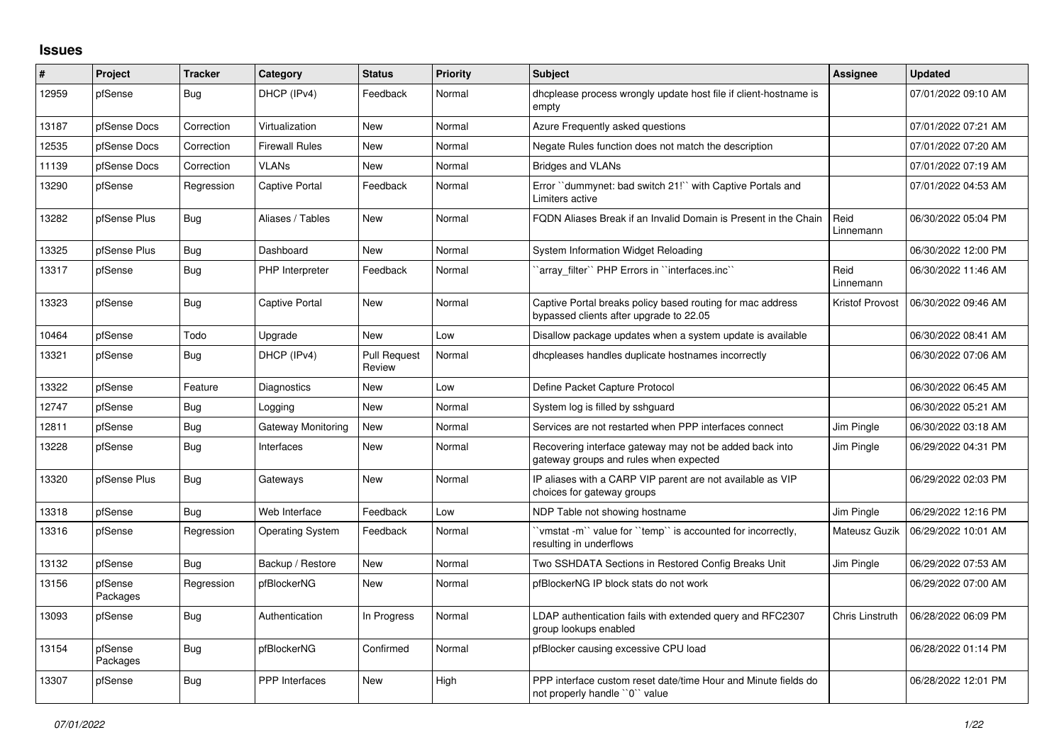# Issues

| # | Project | Tracker | Category | Status | Priority | Subject | Assignee | Updated |
|---|---|---|---|---|---|---|---|---|
| 12959 | pfSense | Bug | DHCP (IPv4) | Feedback | Normal | dhcplease process wrongly update host file if client-hostname is empty | | 07/01/2022 09:10 AM |
| 13187 | pfSense Docs | Correction | Virtualization | New | Normal | Azure Frequently asked questions | | 07/01/2022 07:21 AM |
| 12535 | pfSense Docs | Correction | Firewall Rules | New | Normal | Negate Rules function does not match the description | | 07/01/2022 07:20 AM |
| 11139 | pfSense Docs | Correction | VLANs | New | Normal | Bridges and VLANs | | 07/01/2022 07:19 AM |
| 13290 | pfSense | Regression | Captive Portal | Feedback | Normal | Error ``dummynet: bad switch 21!`` with Captive Portals and Limiters active | | 07/01/2022 04:53 AM |
| 13282 | pfSense Plus | Bug | Aliases / Tables | New | Normal | FQDN Aliases Break if an Invalid Domain is Present in the Chain | Reid Linnemann | 06/30/2022 05:04 PM |
| 13325 | pfSense Plus | Bug | Dashboard | New | Normal | System Information Widget Reloading | | 06/30/2022 12:00 PM |
| 13317 | pfSense | Bug | PHP Interpreter | Feedback | Normal | ``array_filter`` PHP Errors in ``interfaces.inc`` | Reid Linnemann | 06/30/2022 11:46 AM |
| 13323 | pfSense | Bug | Captive Portal | New | Normal | Captive Portal breaks policy based routing for mac address bypassed clients after upgrade to 22.05 | Kristof Provost | 06/30/2022 09:46 AM |
| 10464 | pfSense | Todo | Upgrade | New | Low | Disallow package updates when a system update is available | | 06/30/2022 08:41 AM |
| 13321 | pfSense | Bug | DHCP (IPv4) | Pull Request Review | Normal | dhcpleases handles duplicate hostnames incorrectly | | 06/30/2022 07:06 AM |
| 13322 | pfSense | Feature | Diagnostics | New | Low | Define Packet Capture Protocol | | 06/30/2022 06:45 AM |
| 12747 | pfSense | Bug | Logging | New | Normal | System log is filled by sshguard | | 06/30/2022 05:21 AM |
| 12811 | pfSense | Bug | Gateway Monitoring | New | Normal | Services are not restarted when PPP interfaces connect | Jim Pingle | 06/30/2022 03:18 AM |
| 13228 | pfSense | Bug | Interfaces | New | Normal | Recovering interface gateway may not be added back into gateway groups and rules when expected | Jim Pingle | 06/29/2022 04:31 PM |
| 13320 | pfSense Plus | Bug | Gateways | New | Normal | IP aliases with a CARP VIP parent are not available as VIP choices for gateway groups | | 06/29/2022 02:03 PM |
| 13318 | pfSense | Bug | Web Interface | Feedback | Low | NDP Table not showing hostname | Jim Pingle | 06/29/2022 12:16 PM |
| 13316 | pfSense | Regression | Operating System | Feedback | Normal | ``vmstat -m`` value for ``temp`` is accounted for incorrectly, resulting in underflows | Mateusz Guzik | 06/29/2022 10:01 AM |
| 13132 | pfSense | Bug | Backup / Restore | New | Normal | Two SSHDATA Sections in Restored Config Breaks Unit | Jim Pingle | 06/29/2022 07:53 AM |
| 13156 | pfSense Packages | Regression | pfBlockerNG | New | Normal | pfBlockerNG IP block stats do not work | | 06/29/2022 07:00 AM |
| 13093 | pfSense | Bug | Authentication | In Progress | Normal | LDAP authentication fails with extended query and RFC2307 group lookups enabled | Chris Linstruth | 06/28/2022 06:09 PM |
| 13154 | pfSense Packages | Bug | pfBlockerNG | Confirmed | Normal | pfBlocker causing excessive CPU load | | 06/28/2022 01:14 PM |
| 13307 | pfSense | Bug | PPP Interfaces | New | High | PPP interface custom reset date/time Hour and Minute fields do not properly handle ``0`` value | | 06/28/2022 12:01 PM |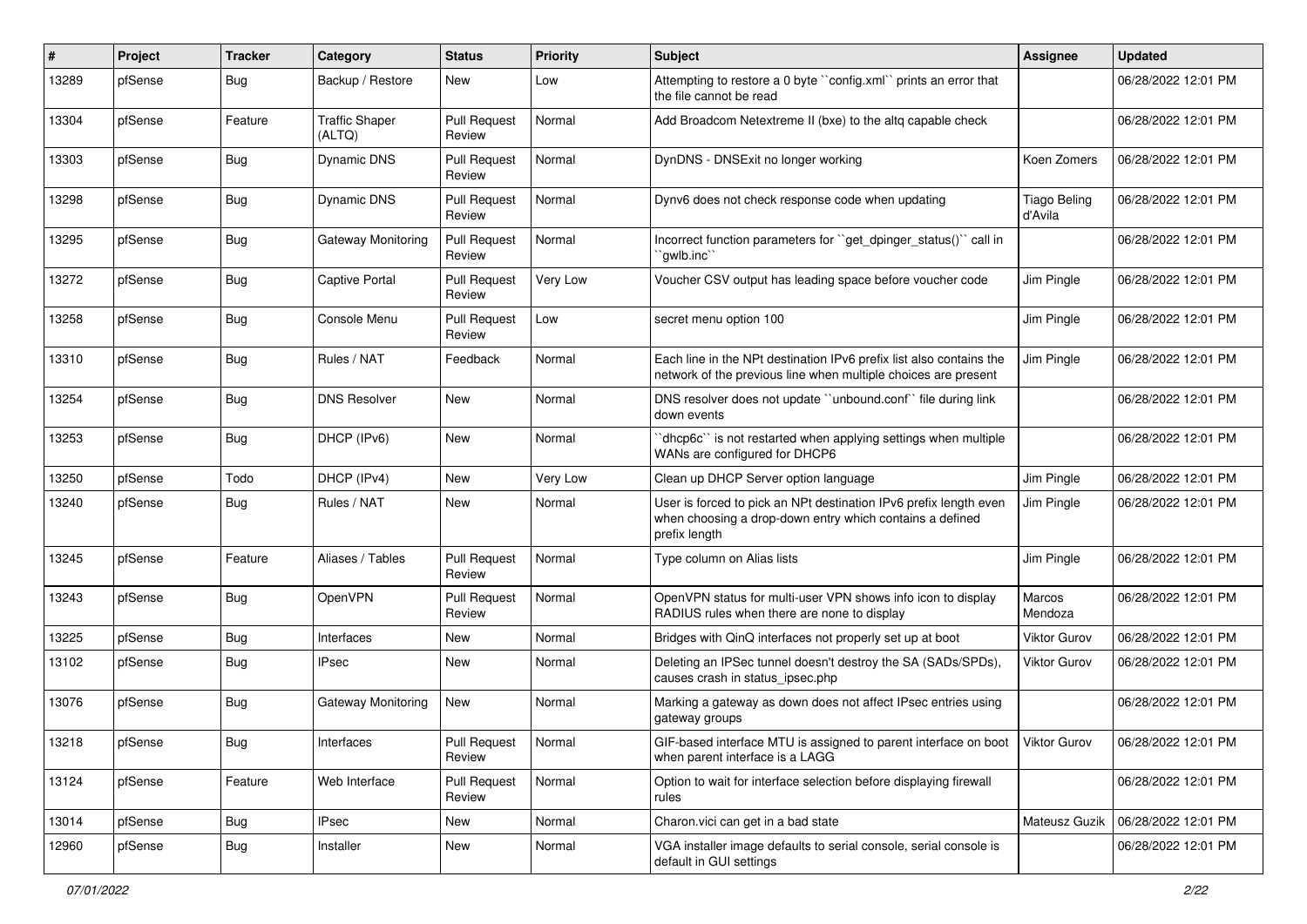| # | Project | Tracker | Category | Status | Priority | Subject | Assignee | Updated |
|---|---|---|---|---|---|---|---|---|
| 13289 | pfSense | Bug | Backup / Restore | New | Low | Attempting to restore a 0 byte ``config.xml`` prints an error that the file cannot be read | | 06/28/2022 12:01 PM |
| 13304 | pfSense | Feature | Traffic Shaper (ALTQ) | Pull Request Review | Normal | Add Broadcom Netextreme II (bxe) to the altq capable check | | 06/28/2022 12:01 PM |
| 13303 | pfSense | Bug | Dynamic DNS | Pull Request Review | Normal | DynDNS - DNSExit no longer working | Koen Zomers | 06/28/2022 12:01 PM |
| 13298 | pfSense | Bug | Dynamic DNS | Pull Request Review | Normal | Dynv6 does not check response code when updating | Tiago Beling d'Avila | 06/28/2022 12:01 PM |
| 13295 | pfSense | Bug | Gateway Monitoring | Pull Request Review | Normal | Incorrect function parameters for ``get_dpinger_status()`` call in ``gwlb.inc`` | | 06/28/2022 12:01 PM |
| 13272 | pfSense | Bug | Captive Portal | Pull Request Review | Very Low | Voucher CSV output has leading space before voucher code | Jim Pingle | 06/28/2022 12:01 PM |
| 13258 | pfSense | Bug | Console Menu | Pull Request Review | Low | secret menu option 100 | Jim Pingle | 06/28/2022 12:01 PM |
| 13310 | pfSense | Bug | Rules / NAT | Feedback | Normal | Each line in the NPt destination IPv6 prefix list also contains the network of the previous line when multiple choices are present | Jim Pingle | 06/28/2022 12:01 PM |
| 13254 | pfSense | Bug | DNS Resolver | New | Normal | DNS resolver does not update ``unbound.conf`` file during link down events | | 06/28/2022 12:01 PM |
| 13253 | pfSense | Bug | DHCP (IPv6) | New | Normal | ``dhcp6c`` is not restarted when applying settings when multiple WANs are configured for DHCP6 | | 06/28/2022 12:01 PM |
| 13250 | pfSense | Todo | DHCP (IPv4) | New | Very Low | Clean up DHCP Server option language | Jim Pingle | 06/28/2022 12:01 PM |
| 13240 | pfSense | Bug | Rules / NAT | New | Normal | User is forced to pick an NPt destination IPv6 prefix length even when choosing a drop-down entry which contains a defined prefix length | Jim Pingle | 06/28/2022 12:01 PM |
| 13245 | pfSense | Feature | Aliases / Tables | Pull Request Review | Normal | Type column on Alias lists | Jim Pingle | 06/28/2022 12:01 PM |
| 13243 | pfSense | Bug | OpenVPN | Pull Request Review | Normal | OpenVPN status for multi-user VPN shows info icon to display RADIUS rules when there are none to display | Marcos Mendoza | 06/28/2022 12:01 PM |
| 13225 | pfSense | Bug | Interfaces | New | Normal | Bridges with QinQ interfaces not properly set up at boot | Viktor Gurov | 06/28/2022 12:01 PM |
| 13102 | pfSense | Bug | IPsec | New | Normal | Deleting an IPSec tunnel doesn't destroy the SA (SADs/SPDs), causes crash in status_ipsec.php | Viktor Gurov | 06/28/2022 12:01 PM |
| 13076 | pfSense | Bug | Gateway Monitoring | New | Normal | Marking a gateway as down does not affect IPsec entries using gateway groups | | 06/28/2022 12:01 PM |
| 13218 | pfSense | Bug | Interfaces | Pull Request Review | Normal | GIF-based interface MTU is assigned to parent interface on boot when parent interface is a LAGG | Viktor Gurov | 06/28/2022 12:01 PM |
| 13124 | pfSense | Feature | Web Interface | Pull Request Review | Normal | Option to wait for interface selection before displaying firewall rules | | 06/28/2022 12:01 PM |
| 13014 | pfSense | Bug | IPsec | New | Normal | Charon.vici can get in a bad state | Mateusz Guzik | 06/28/2022 12:01 PM |
| 12960 | pfSense | Bug | Installer | New | Normal | VGA installer image defaults to serial console, serial console is default in GUI settings | | 06/28/2022 12:01 PM |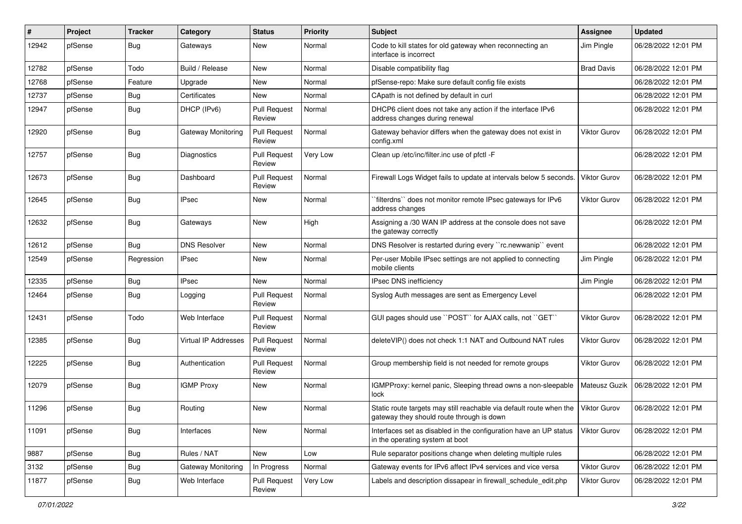| # | Project | Tracker | Category | Status | Priority | Subject | Assignee | Updated |
|---|---|---|---|---|---|---|---|---|
| 12942 | pfSense | Bug | Gateways | New | Normal | Code to kill states for old gateway when reconnecting an interface is incorrect | Jim Pingle | 06/28/2022 12:01 PM |
| 12782 | pfSense | Todo | Build / Release | New | Normal | Disable compatibility flag | Brad Davis | 06/28/2022 12:01 PM |
| 12768 | pfSense | Feature | Upgrade | New | Normal | pfSense-repo: Make sure default config file exists | | 06/28/2022 12:01 PM |
| 12737 | pfSense | Bug | Certificates | New | Normal | CApath is not defined by default in curl | | 06/28/2022 12:01 PM |
| 12947 | pfSense | Bug | DHCP (IPv6) | Pull Request Review | Normal | DHCP6 client does not take any action if the interface IPv6 address changes during renewal | | 06/28/2022 12:01 PM |
| 12920 | pfSense | Bug | Gateway Monitoring | Pull Request Review | Normal | Gateway behavior differs when the gateway does not exist in config.xml | Viktor Gurov | 06/28/2022 12:01 PM |
| 12757 | pfSense | Bug | Diagnostics | Pull Request Review | Very Low | Clean up /etc/inc/filter.inc use of pfctl -F | | 06/28/2022 12:01 PM |
| 12673 | pfSense | Bug | Dashboard | Pull Request Review | Normal | Firewall Logs Widget fails to update at intervals below 5 seconds. | Viktor Gurov | 06/28/2022 12:01 PM |
| 12645 | pfSense | Bug | IPsec | New | Normal | ``filterdns`` does not monitor remote IPsec gateways for IPv6 address changes | Viktor Gurov | 06/28/2022 12:01 PM |
| 12632 | pfSense | Bug | Gateways | New | High | Assigning a /30 WAN IP address at the console does not save the gateway correctly | | 06/28/2022 12:01 PM |
| 12612 | pfSense | Bug | DNS Resolver | New | Normal | DNS Resolver is restarted during every ``rc.newwanip`` event | | 06/28/2022 12:01 PM |
| 12549 | pfSense | Regression | IPsec | New | Normal | Per-user Mobile IPsec settings are not applied to connecting mobile clients | Jim Pingle | 06/28/2022 12:01 PM |
| 12335 | pfSense | Bug | IPsec | New | Normal | IPsec DNS inefficiency | Jim Pingle | 06/28/2022 12:01 PM |
| 12464 | pfSense | Bug | Logging | Pull Request Review | Normal | Syslog Auth messages are sent as Emergency Level | | 06/28/2022 12:01 PM |
| 12431 | pfSense | Todo | Web Interface | Pull Request Review | Normal | GUI pages should use ``POST`` for AJAX calls, not ``GET`` | Viktor Gurov | 06/28/2022 12:01 PM |
| 12385 | pfSense | Bug | Virtual IP Addresses | Pull Request Review | Normal | deleteVIP() does not check 1:1 NAT and Outbound NAT rules | Viktor Gurov | 06/28/2022 12:01 PM |
| 12225 | pfSense | Bug | Authentication | Pull Request Review | Normal | Group membership field is not needed for remote groups | Viktor Gurov | 06/28/2022 12:01 PM |
| 12079 | pfSense | Bug | IGMP Proxy | New | Normal | IGMPProxy: kernel panic, Sleeping thread owns a non-sleepable lock | Mateusz Guzik | 06/28/2022 12:01 PM |
| 11296 | pfSense | Bug | Routing | New | Normal | Static route targets may still reachable via default route when the gateway they should route through is down | Viktor Gurov | 06/28/2022 12:01 PM |
| 11091 | pfSense | Bug | Interfaces | New | Normal | Interfaces set as disabled in the configuration have an UP status in the operating system at boot | Viktor Gurov | 06/28/2022 12:01 PM |
| 9887 | pfSense | Bug | Rules / NAT | New | Low | Rule separator positions change when deleting multiple rules | | 06/28/2022 12:01 PM |
| 3132 | pfSense | Bug | Gateway Monitoring | In Progress | Normal | Gateway events for IPv6 affect IPv4 services and vice versa | Viktor Gurov | 06/28/2022 12:01 PM |
| 11877 | pfSense | Bug | Web Interface | Pull Request Review | Very Low | Labels and description dissapear in firewall_schedule_edit.php | Viktor Gurov | 06/28/2022 12:01 PM |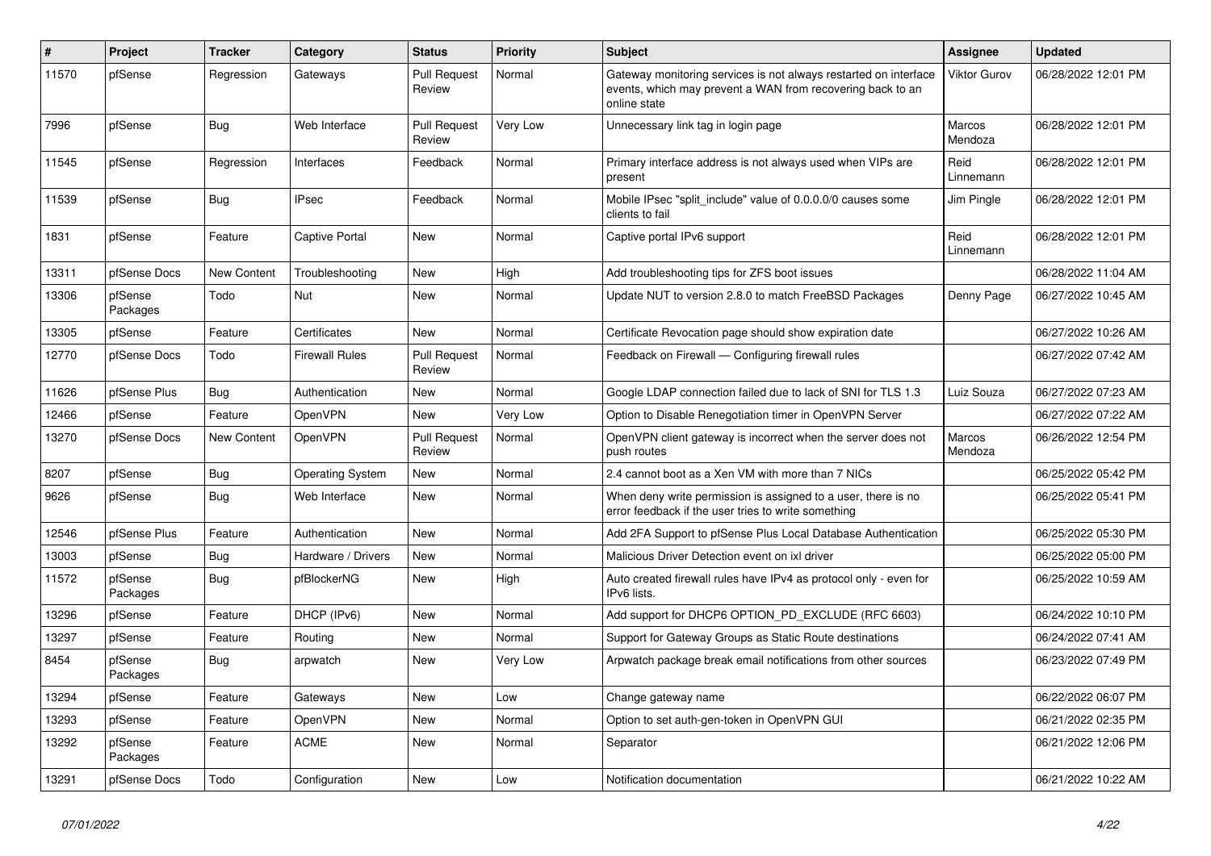| # | Project | Tracker | Category | Status | Priority | Subject | Assignee | Updated |
|---|---|---|---|---|---|---|---|---|
| 11570 | pfSense | Regression | Gateways | Pull Request Review | Normal | Gateway monitoring services is not always restarted on interface events, which may prevent a WAN from recovering back to an online state | Viktor Gurov | 06/28/2022 12:01 PM |
| 7996 | pfSense | Bug | Web Interface | Pull Request Review | Very Low | Unnecessary link tag in login page | Marcos Mendoza | 06/28/2022 12:01 PM |
| 11545 | pfSense | Regression | Interfaces | Feedback | Normal | Primary interface address is not always used when VIPs are present | Reid Linnemann | 06/28/2022 12:01 PM |
| 11539 | pfSense | Bug | IPsec | Feedback | Normal | Mobile IPsec "split_include" value of 0.0.0.0/0 causes some clients to fail | Jim Pingle | 06/28/2022 12:01 PM |
| 1831 | pfSense | Feature | Captive Portal | New | Normal | Captive portal IPv6 support | Reid Linnemann | 06/28/2022 12:01 PM |
| 13311 | pfSense Docs | New Content | Troubleshooting | New | High | Add troubleshooting tips for ZFS boot issues | | 06/28/2022 11:04 AM |
| 13306 | pfSense Packages | Todo | Nut | New | Normal | Update NUT to version 2.8.0 to match FreeBSD Packages | Denny Page | 06/27/2022 10:45 AM |
| 13305 | pfSense | Feature | Certificates | New | Normal | Certificate Revocation page should show expiration date | | 06/27/2022 10:26 AM |
| 12770 | pfSense Docs | Todo | Firewall Rules | Pull Request Review | Normal | Feedback on Firewall — Configuring firewall rules | | 06/27/2022 07:42 AM |
| 11626 | pfSense Plus | Bug | Authentication | New | Normal | Google LDAP connection failed due to lack of SNI for TLS 1.3 | Luiz Souza | 06/27/2022 07:23 AM |
| 12466 | pfSense | Feature | OpenVPN | New | Very Low | Option to Disable Renegotiation timer in OpenVPN Server | | 06/27/2022 07:22 AM |
| 13270 | pfSense Docs | New Content | OpenVPN | Pull Request Review | Normal | OpenVPN client gateway is incorrect when the server does not push routes | Marcos Mendoza | 06/26/2022 12:54 PM |
| 8207 | pfSense | Bug | Operating System | New | Normal | 2.4 cannot boot as a Xen VM with more than 7 NICs | | 06/25/2022 05:42 PM |
| 9626 | pfSense | Bug | Web Interface | New | Normal | When deny write permission is assigned to a user, there is no error feedback if the user tries to write something | | 06/25/2022 05:41 PM |
| 12546 | pfSense Plus | Feature | Authentication | New | Normal | Add 2FA Support to pfSense Plus Local Database Authentication | | 06/25/2022 05:30 PM |
| 13003 | pfSense | Bug | Hardware / Drivers | New | Normal | Malicious Driver Detection event on ixl driver | | 06/25/2022 05:00 PM |
| 11572 | pfSense Packages | Bug | pfBlockerNG | New | High | Auto created firewall rules have IPv4 as protocol only - even for IPv6 lists. | | 06/25/2022 10:59 AM |
| 13296 | pfSense | Feature | DHCP (IPv6) | New | Normal | Add support for DHCP6 OPTION_PD_EXCLUDE (RFC 6603) | | 06/24/2022 10:10 PM |
| 13297 | pfSense | Feature | Routing | New | Normal | Support for Gateway Groups as Static Route destinations | | 06/24/2022 07:41 AM |
| 8454 | pfSense Packages | Bug | arpwatch | New | Very Low | Arpwatch package break email notifications from other sources | | 06/23/2022 07:49 PM |
| 13294 | pfSense | Feature | Gateways | New | Low | Change gateway name | | 06/22/2022 06:07 PM |
| 13293 | pfSense | Feature | OpenVPN | New | Normal | Option to set auth-gen-token in OpenVPN GUI | | 06/21/2022 02:35 PM |
| 13292 | pfSense Packages | Feature | ACME | New | Normal | Separator | | 06/21/2022 12:06 PM |
| 13291 | pfSense Docs | Todo | Configuration | New | Low | Notification documentation | | 06/21/2022 10:22 AM |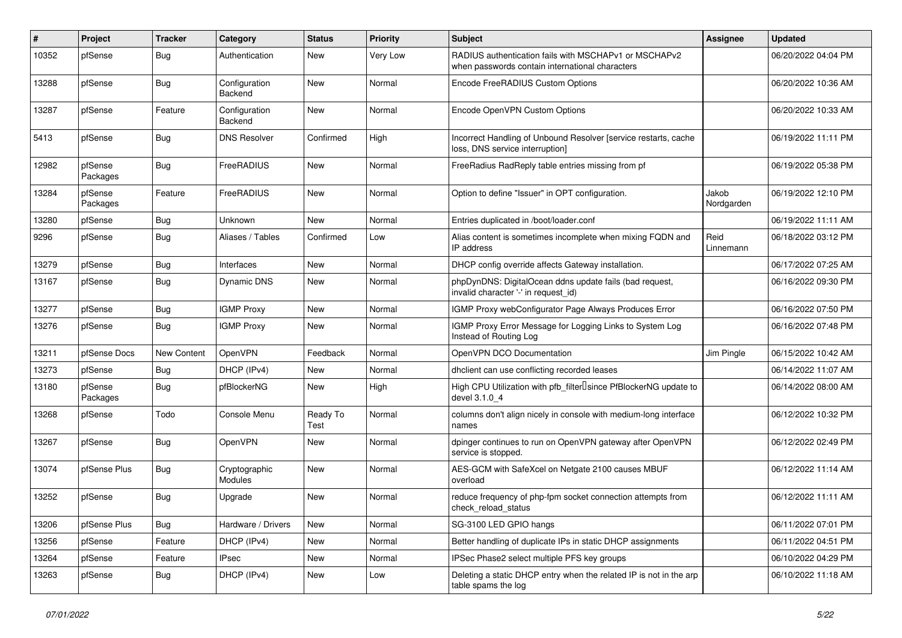| # | Project | Tracker | Category | Status | Priority | Subject | Assignee | Updated |
|---|---|---|---|---|---|---|---|---|
| 10352 | pfSense | Bug | Authentication | New | Very Low | RADIUS authentication fails with MSCHAPv1 or MSCHAPv2 when passwords contain international characters | | 06/20/2022 04:04 PM |
| 13288 | pfSense | Bug | Configuration Backend | New | Normal | Encode FreeRADIUS Custom Options | | 06/20/2022 10:36 AM |
| 13287 | pfSense | Feature | Configuration Backend | New | Normal | Encode OpenVPN Custom Options | | 06/20/2022 10:33 AM |
| 5413 | pfSense | Bug | DNS Resolver | Confirmed | High | Incorrect Handling of Unbound Resolver [service restarts, cache loss, DNS service interruption] | | 06/19/2022 11:11 PM |
| 12982 | pfSense Packages | Bug | FreeRADIUS | New | Normal | FreeRadius RadReply table entries missing from pf | | 06/19/2022 05:38 PM |
| 13284 | pfSense Packages | Feature | FreeRADIUS | New | Normal | Option to define "Issuer" in OPT configuration. | Jakob Nordgarden | 06/19/2022 12:10 PM |
| 13280 | pfSense | Bug | Unknown | New | Normal | Entries duplicated in /boot/loader.conf | | 06/19/2022 11:11 AM |
| 9296 | pfSense | Bug | Aliases / Tables | Confirmed | Low | Alias content is sometimes incomplete when mixing FQDN and IP address | Reid Linnemann | 06/18/2022 03:12 PM |
| 13279 | pfSense | Bug | Interfaces | New | Normal | DHCP config override affects Gateway installation. | | 06/17/2022 07:25 AM |
| 13167 | pfSense | Bug | Dynamic DNS | New | Normal | phpDynDNS: DigitalOcean ddns update fails (bad request, invalid character '-' in request_id) | | 06/16/2022 09:30 PM |
| 13277 | pfSense | Bug | IGMP Proxy | New | Normal | IGMP Proxy webConfigurator Page Always Produces Error | | 06/16/2022 07:50 PM |
| 13276 | pfSense | Bug | IGMP Proxy | New | Normal | IGMP Proxy Error Message for Logging Links to System Log Instead of Routing Log | | 06/16/2022 07:48 PM |
| 13211 | pfSense Docs | New Content | OpenVPN | Feedback | Normal | OpenVPN DCO Documentation | Jim Pingle | 06/15/2022 10:42 AM |
| 13273 | pfSense | Bug | DHCP (IPv4) | New | Normal | dhclient can use conflicting recorded leases | | 06/14/2022 11:07 AM |
| 13180 | pfSense Packages | Bug | pfBlockerNG | New | High | High CPU Utilization with pfb_filter since PfBlockerNG update to devel 3.1.0_4 | | 06/14/2022 08:00 AM |
| 13268 | pfSense | Todo | Console Menu | Ready To Test | Normal | columns don't align nicely in console with medium-long interface names | | 06/12/2022 10:32 PM |
| 13267 | pfSense | Bug | OpenVPN | New | Normal | dpinger continues to run on OpenVPN gateway after OpenVPN service is stopped. | | 06/12/2022 02:49 PM |
| 13074 | pfSense Plus | Bug | Cryptographic Modules | New | Normal | AES-GCM with SafeXcel on Netgate 2100 causes MBUF overload | | 06/12/2022 11:14 AM |
| 13252 | pfSense | Bug | Upgrade | New | Normal | reduce frequency of php-fpm socket connection attempts from check_reload_status | | 06/12/2022 11:11 AM |
| 13206 | pfSense Plus | Bug | Hardware / Drivers | New | Normal | SG-3100 LED GPIO hangs | | 06/11/2022 07:01 PM |
| 13256 | pfSense | Feature | DHCP (IPv4) | New | Normal | Better handling of duplicate IPs in static DHCP assignments | | 06/11/2022 04:51 PM |
| 13264 | pfSense | Feature | IPsec | New | Normal | IPSec Phase2 select multiple PFS key groups | | 06/10/2022 04:29 PM |
| 13263 | pfSense | Bug | DHCP (IPv4) | New | Low | Deleting a static DHCP entry when the related IP is not in the arp table spams the log | | 06/10/2022 11:18 AM |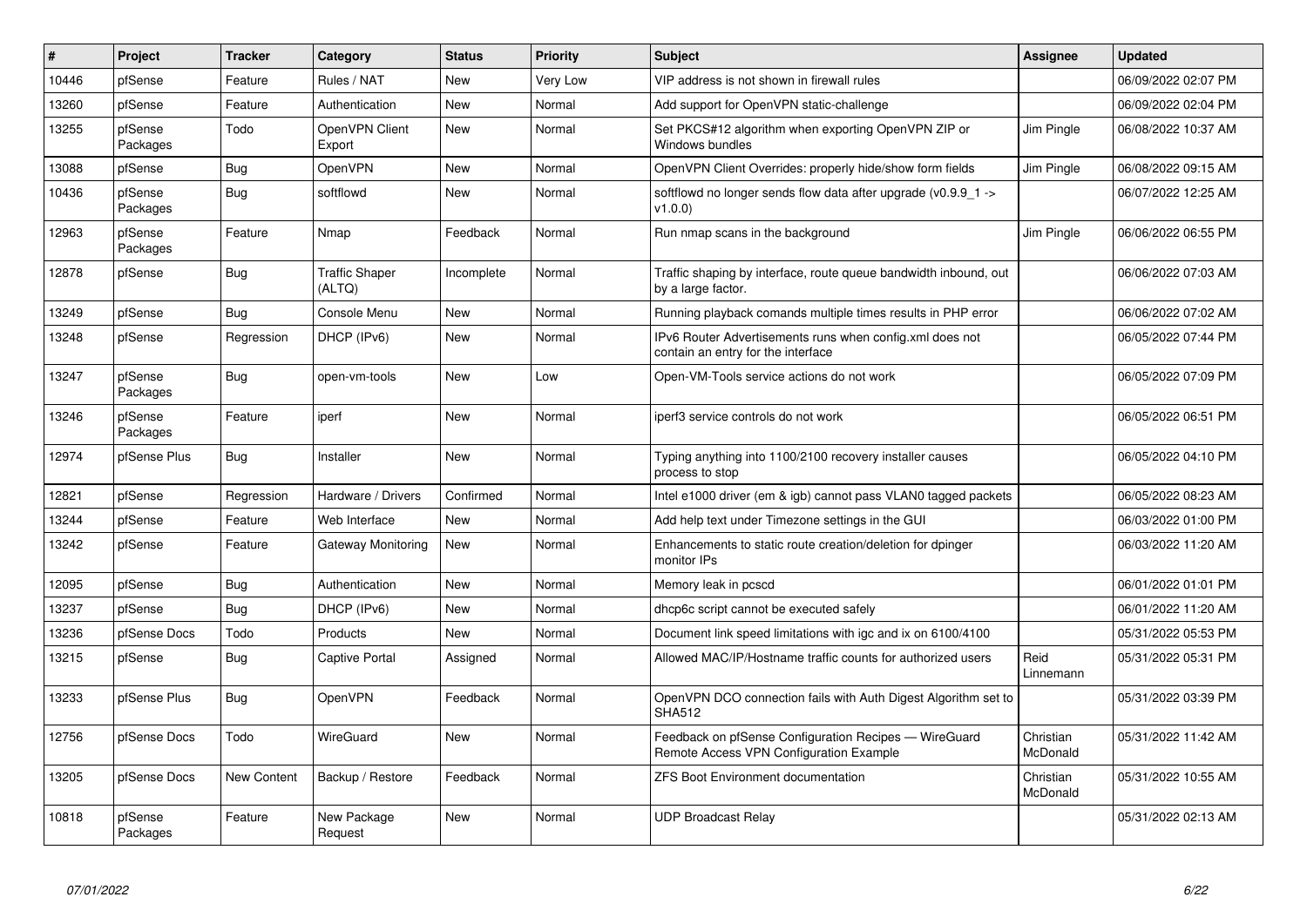| # | Project | Tracker | Category | Status | Priority | Subject | Assignee | Updated |
|---|---|---|---|---|---|---|---|---|
| 10446 | pfSense | Feature | Rules / NAT | New | Very Low | VIP address is not shown in firewall rules | | 06/09/2022 02:07 PM |
| 13260 | pfSense | Feature | Authentication | New | Normal | Add support for OpenVPN static-challenge | | 06/09/2022 02:04 PM |
| 13255 | pfSense Packages | Todo | OpenVPN Client Export | New | Normal | Set PKCS#12 algorithm when exporting OpenVPN ZIP or Windows bundles | Jim Pingle | 06/08/2022 10:37 AM |
| 13088 | pfSense | Bug | OpenVPN | New | Normal | OpenVPN Client Overrides: properly hide/show form fields | Jim Pingle | 06/08/2022 09:15 AM |
| 10436 | pfSense Packages | Bug | softflowd | New | Normal | softflowd no longer sends flow data after upgrade (v0.9.9_1 -> v1.0.0) | | 06/07/2022 12:25 AM |
| 12963 | pfSense Packages | Feature | Nmap | Feedback | Normal | Run nmap scans in the background | Jim Pingle | 06/06/2022 06:55 PM |
| 12878 | pfSense | Bug | Traffic Shaper (ALTQ) | Incomplete | Normal | Traffic shaping by interface, route queue bandwidth inbound, out by a large factor. | | 06/06/2022 07:03 AM |
| 13249 | pfSense | Bug | Console Menu | New | Normal | Running playback comands multiple times results in PHP error | | 06/06/2022 07:02 AM |
| 13248 | pfSense | Regression | DHCP (IPv6) | New | Normal | IPv6 Router Advertisements runs when config.xml does not contain an entry for the interface | | 06/05/2022 07:44 PM |
| 13247 | pfSense Packages | Bug | open-vm-tools | New | Low | Open-VM-Tools service actions do not work | | 06/05/2022 07:09 PM |
| 13246 | pfSense Packages | Feature | iperf | New | Normal | iperf3 service controls do not work | | 06/05/2022 06:51 PM |
| 12974 | pfSense Plus | Bug | Installer | New | Normal | Typing anything into 1100/2100 recovery installer causes process to stop | | 06/05/2022 04:10 PM |
| 12821 | pfSense | Regression | Hardware / Drivers | Confirmed | Normal | Intel e1000 driver (em & igb) cannot pass VLAN0 tagged packets | | 06/05/2022 08:23 AM |
| 13244 | pfSense | Feature | Web Interface | New | Normal | Add help text under Timezone settings in the GUI | | 06/03/2022 01:00 PM |
| 13242 | pfSense | Feature | Gateway Monitoring | New | Normal | Enhancements to static route creation/deletion for dpinger monitor IPs | | 06/03/2022 11:20 AM |
| 12095 | pfSense | Bug | Authentication | New | Normal | Memory leak in pcscd | | 06/01/2022 01:01 PM |
| 13237 | pfSense | Bug | DHCP (IPv6) | New | Normal | dhcp6c script cannot be executed safely | | 06/01/2022 11:20 AM |
| 13236 | pfSense Docs | Todo | Products | New | Normal | Document link speed limitations with igc and ix on 6100/4100 | | 05/31/2022 05:53 PM |
| 13215 | pfSense | Bug | Captive Portal | Assigned | Normal | Allowed MAC/IP/Hostname traffic counts for authorized users | Reid Linnemann | 05/31/2022 05:31 PM |
| 13233 | pfSense Plus | Bug | OpenVPN | Feedback | Normal | OpenVPN DCO connection fails with Auth Digest Algorithm set to SHA512 | | 05/31/2022 03:39 PM |
| 12756 | pfSense Docs | Todo | WireGuard | New | Normal | Feedback on pfSense Configuration Recipes — WireGuard Remote Access VPN Configuration Example | Christian McDonald | 05/31/2022 11:42 AM |
| 13205 | pfSense Docs | New Content | Backup / Restore | Feedback | Normal | ZFS Boot Environment documentation | Christian McDonald | 05/31/2022 10:55 AM |
| 10818 | pfSense Packages | Feature | New Package Request | New | Normal | UDP Broadcast Relay | | 05/31/2022 02:13 AM |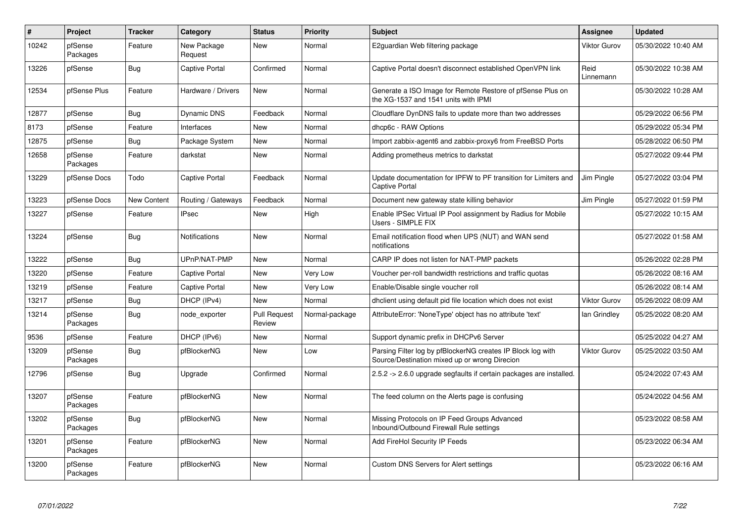| # | Project | Tracker | Category | Status | Priority | Subject | Assignee | Updated |
|---|---|---|---|---|---|---|---|---|
| 10242 | pfSense Packages | Feature | New Package Request | New | Normal | E2guardian Web filtering package | Viktor Gurov | 05/30/2022 10:40 AM |
| 13226 | pfSense | Bug | Captive Portal | Confirmed | Normal | Captive Portal doesn't disconnect established OpenVPN link | Reid Linnemann | 05/30/2022 10:38 AM |
| 12534 | pfSense Plus | Feature | Hardware / Drivers | New | Normal | Generate a ISO Image for Remote Restore of pfSense Plus on the XG-1537 and 1541 units with IPMI | | 05/30/2022 10:28 AM |
| 12877 | pfSense | Bug | Dynamic DNS | Feedback | Normal | Cloudflare DynDNS fails to update more than two addresses | | 05/29/2022 06:56 PM |
| 8173 | pfSense | Feature | Interfaces | New | Normal | dhcp6c - RAW Options | | 05/29/2022 05:34 PM |
| 12875 | pfSense | Bug | Package System | New | Normal | Import zabbix-agent6 and zabbix-proxy6 from FreeBSD Ports | | 05/28/2022 06:50 PM |
| 12658 | pfSense Packages | Feature | darkstat | New | Normal | Adding prometheus metrics to darkstat | | 05/27/2022 09:44 PM |
| 13229 | pfSense Docs | Todo | Captive Portal | Feedback | Normal | Update documentation for IPFW to PF transition for Limiters and Captive Portal | Jim Pingle | 05/27/2022 03:04 PM |
| 13223 | pfSense Docs | New Content | Routing / Gateways | Feedback | Normal | Document new gateway state killing behavior | Jim Pingle | 05/27/2022 01:59 PM |
| 13227 | pfSense | Feature | IPsec | New | High | Enable IPSec Virtual IP Pool assignment by Radius for Mobile Users - SIMPLE FIX | | 05/27/2022 10:15 AM |
| 13224 | pfSense | Bug | Notifications | New | Normal | Email notification flood when UPS (NUT) and WAN send notifications | | 05/27/2022 01:58 AM |
| 13222 | pfSense | Bug | UPnP/NAT-PMP | New | Normal | CARP IP does not listen for NAT-PMP packets | | 05/26/2022 02:28 PM |
| 13220 | pfSense | Feature | Captive Portal | New | Very Low | Voucher per-roll bandwidth restrictions and traffic quotas | | 05/26/2022 08:16 AM |
| 13219 | pfSense | Feature | Captive Portal | New | Very Low | Enable/Disable single voucher roll | | 05/26/2022 08:14 AM |
| 13217 | pfSense | Bug | DHCP (IPv4) | New | Normal | dhclient using default pid file location which does not exist | Viktor Gurov | 05/26/2022 08:09 AM |
| 13214 | pfSense Packages | Bug | node_exporter | Pull Request Review | Normal-package | AttributeError: 'NoneType' object has no attribute 'text' | Ian Grindley | 05/25/2022 08:20 AM |
| 9536 | pfSense | Feature | DHCP (IPv6) | New | Normal | Support dynamic prefix in DHCPv6 Server | | 05/25/2022 04:27 AM |
| 13209 | pfSense Packages | Bug | pfBlockerNG | New | Low | Parsing Filter log by pfBlockerNG creates IP Block log with Source/Destination mixed up or wrong Direcion | Viktor Gurov | 05/25/2022 03:50 AM |
| 12796 | pfSense | Bug | Upgrade | Confirmed | Normal | 2.5.2 -> 2.6.0 upgrade segfaults if certain packages are installed. | | 05/24/2022 07:43 AM |
| 13207 | pfSense Packages | Feature | pfBlockerNG | New | Normal | The feed column on the Alerts page is confusing | | 05/24/2022 04:56 AM |
| 13202 | pfSense Packages | Bug | pfBlockerNG | New | Normal | Missing Protocols on IP Feed Groups Advanced Inbound/Outbound Firewall Rule settings | | 05/23/2022 08:58 AM |
| 13201 | pfSense Packages | Feature | pfBlockerNG | New | Normal | Add FireHol Security IP Feeds | | 05/23/2022 06:34 AM |
| 13200 | pfSense Packages | Feature | pfBlockerNG | New | Normal | Custom DNS Servers for Alert settings | | 05/23/2022 06:16 AM |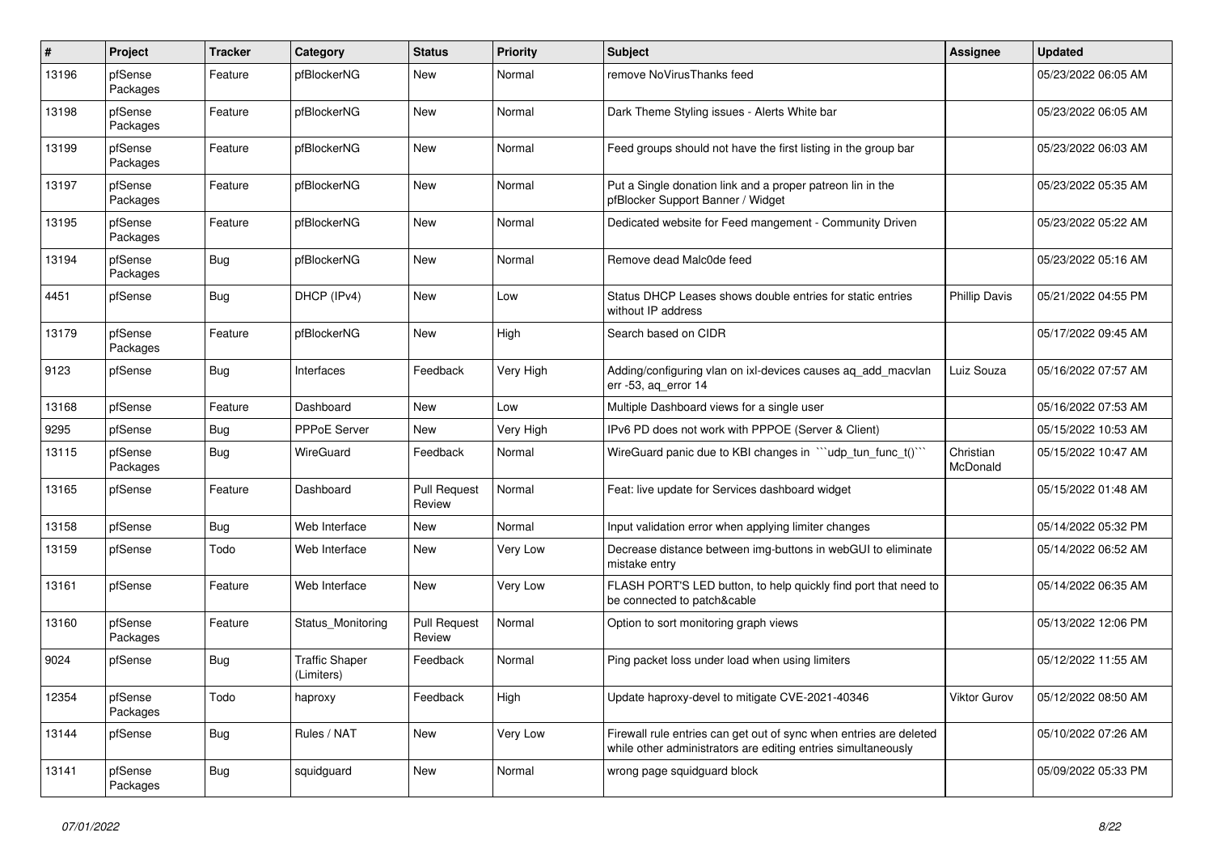| # | Project | Tracker | Category | Status | Priority | Subject | Assignee | Updated |
|---|---|---|---|---|---|---|---|---|
| 13196 | pfSense Packages | Feature | pfBlockerNG | New | Normal | remove NoVirusThanks feed | | 05/23/2022 06:05 AM |
| 13198 | pfSense Packages | Feature | pfBlockerNG | New | Normal | Dark Theme Styling issues - Alerts White bar | | 05/23/2022 06:05 AM |
| 13199 | pfSense Packages | Feature | pfBlockerNG | New | Normal | Feed groups should not have the first listing in the group bar | | 05/23/2022 06:03 AM |
| 13197 | pfSense Packages | Feature | pfBlockerNG | New | Normal | Put a Single donation link and a proper patreon lin in the pfBlocker Support Banner / Widget | | 05/23/2022 05:35 AM |
| 13195 | pfSense Packages | Feature | pfBlockerNG | New | Normal | Dedicated website for Feed mangement - Community Driven | | 05/23/2022 05:22 AM |
| 13194 | pfSense Packages | Bug | pfBlockerNG | New | Normal | Remove dead Malc0de feed | | 05/23/2022 05:16 AM |
| 4451 | pfSense | Bug | DHCP (IPv4) | New | Low | Status DHCP Leases shows double entries for static entries without IP address | Phillip Davis | 05/21/2022 04:55 PM |
| 13179 | pfSense Packages | Feature | pfBlockerNG | New | High | Search based on CIDR | | 05/17/2022 09:45 AM |
| 9123 | pfSense | Bug | Interfaces | Feedback | Very High | Adding/configuring vlan on ixl-devices causes aq_add_macvlan err -53, aq_error 14 | Luiz Souza | 05/16/2022 07:57 AM |
| 13168 | pfSense | Feature | Dashboard | New | Low | Multiple Dashboard views for a single user | | 05/16/2022 07:53 AM |
| 9295 | pfSense | Bug | PPPoE Server | New | Very High | IPv6 PD does not work with PPPOE (Server & Client) | | 05/15/2022 10:53 AM |
| 13115 | pfSense Packages | Bug | WireGuard | Feedback | Normal | WireGuard panic due to KBI changes in ```udp_tun_func_t()``` | Christian McDonald | 05/15/2022 10:47 AM |
| 13165 | pfSense | Feature | Dashboard | Pull Request Review | Normal | Feat: live update for Services dashboard widget | | 05/15/2022 01:48 AM |
| 13158 | pfSense | Bug | Web Interface | New | Normal | Input validation error when applying limiter changes | | 05/14/2022 05:32 PM |
| 13159 | pfSense | Todo | Web Interface | New | Very Low | Decrease distance between img-buttons in webGUI to eliminate mistake entry | | 05/14/2022 06:52 AM |
| 13161 | pfSense | Feature | Web Interface | New | Very Low | FLASH PORT'S LED button, to help quickly find port that need to be connected to patch&cable | | 05/14/2022 06:35 AM |
| 13160 | pfSense Packages | Feature | Status_Monitoring | Pull Request Review | Normal | Option to sort monitoring graph views | | 05/13/2022 12:06 PM |
| 9024 | pfSense | Bug | Traffic Shaper (Limiters) | Feedback | Normal | Ping packet loss under load when using limiters | | 05/12/2022 11:55 AM |
| 12354 | pfSense Packages | Todo | haproxy | Feedback | High | Update haproxy-devel to mitigate CVE-2021-40346 | Viktor Gurov | 05/12/2022 08:50 AM |
| 13144 | pfSense | Bug | Rules / NAT | New | Very Low | Firewall rule entries can get out of sync when entries are deleted while other administrators are editing entries simultaneously | | 05/10/2022 07:26 AM |
| 13141 | pfSense Packages | Bug | squidguard | New | Normal | wrong page squidguard block | | 05/09/2022 05:33 PM |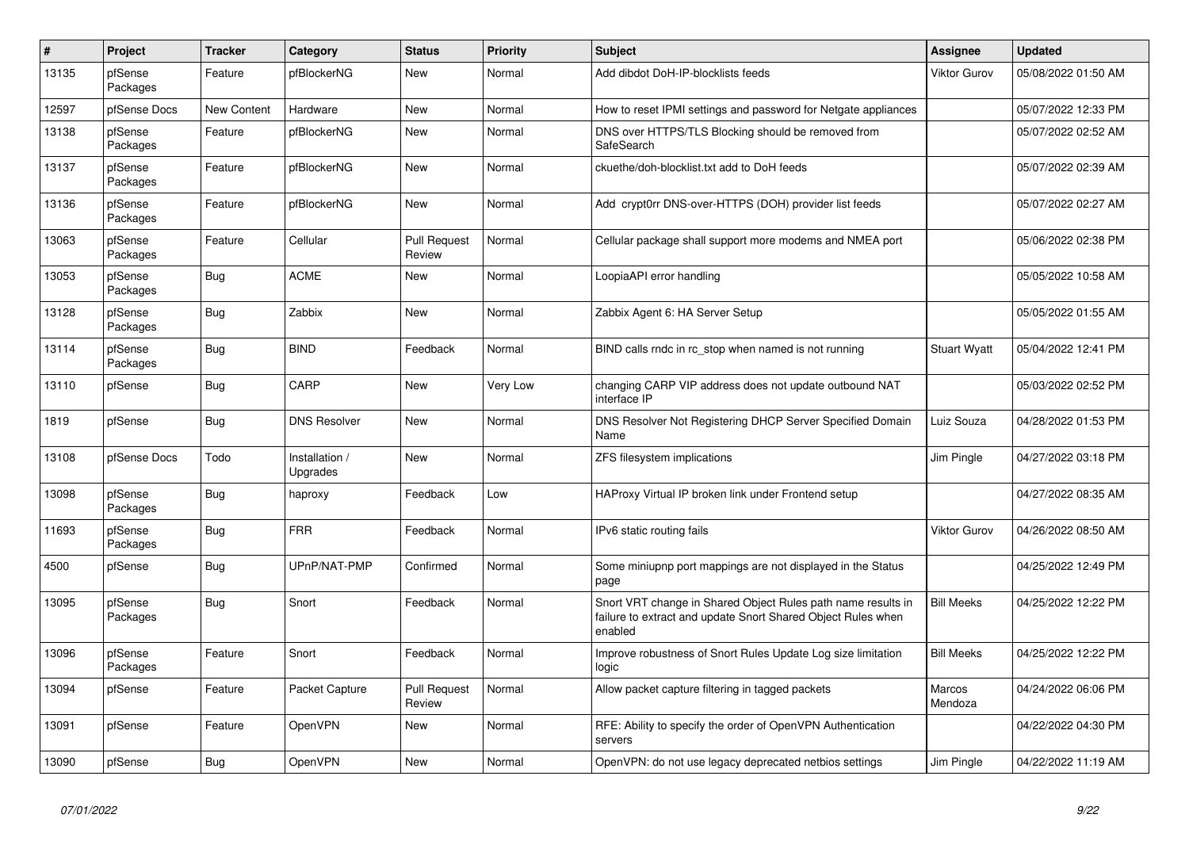| # | Project | Tracker | Category | Status | Priority | Subject | Assignee | Updated |
|---|---|---|---|---|---|---|---|---|
| 13135 | pfSense Packages | Feature | pfBlockerNG | New | Normal | Add dibdot DoH-IP-blocklists feeds | Viktor Gurov | 05/08/2022 01:50 AM |
| 12597 | pfSense Docs | New Content | Hardware | New | Normal | How to reset IPMI settings and password for Netgate appliances | | 05/07/2022 12:33 PM |
| 13138 | pfSense Packages | Feature | pfBlockerNG | New | Normal | DNS over HTTPS/TLS Blocking should be removed from SafeSearch | | 05/07/2022 02:52 AM |
| 13137 | pfSense Packages | Feature | pfBlockerNG | New | Normal | ckuethe/doh-blocklist.txt add to DoH feeds | | 05/07/2022 02:39 AM |
| 13136 | pfSense Packages | Feature | pfBlockerNG | New | Normal | Add crypt0rr DNS-over-HTTPS (DOH) provider list feeds | | 05/07/2022 02:27 AM |
| 13063 | pfSense Packages | Feature | Cellular | Pull Request Review | Normal | Cellular package shall support more modems and NMEA port | | 05/06/2022 02:38 PM |
| 13053 | pfSense Packages | Bug | ACME | New | Normal | LoopiaAPI error handling | | 05/05/2022 10:58 AM |
| 13128 | pfSense Packages | Bug | Zabbix | New | Normal | Zabbix Agent 6: HA Server Setup | | 05/05/2022 01:55 AM |
| 13114 | pfSense Packages | Bug | BIND | Feedback | Normal | BIND calls rndc in rc_stop when named is not running | Stuart Wyatt | 05/04/2022 12:41 PM |
| 13110 | pfSense | Bug | CARP | New | Very Low | changing CARP VIP address does not update outbound NAT interface IP | | 05/03/2022 02:52 PM |
| 1819 | pfSense | Bug | DNS Resolver | New | Normal | DNS Resolver Not Registering DHCP Server Specified Domain Name | Luiz Souza | 04/28/2022 01:53 PM |
| 13108 | pfSense Docs | Todo | Installation / Upgrades | New | Normal | ZFS filesystem implications | Jim Pingle | 04/27/2022 03:18 PM |
| 13098 | pfSense Packages | Bug | haproxy | Feedback | Low | HAProxy Virtual IP broken link under Frontend setup | | 04/27/2022 08:35 AM |
| 11693 | pfSense Packages | Bug | FRR | Feedback | Normal | IPv6 static routing fails | Viktor Gurov | 04/26/2022 08:50 AM |
| 4500 | pfSense | Bug | UPnP/NAT-PMP | Confirmed | Normal | Some miniupnp port mappings are not displayed in the Status page | | 04/25/2022 12:49 PM |
| 13095 | pfSense Packages | Bug | Snort | Feedback | Normal | Snort VRT change in Shared Object Rules path name results in failure to extract and update Snort Shared Object Rules when enabled | Bill Meeks | 04/25/2022 12:22 PM |
| 13096 | pfSense Packages | Feature | Snort | Feedback | Normal | Improve robustness of Snort Rules Update Log size limitation logic | Bill Meeks | 04/25/2022 12:22 PM |
| 13094 | pfSense | Feature | Packet Capture | Pull Request Review | Normal | Allow packet capture filtering in tagged packets | Marcos Mendoza | 04/24/2022 06:06 PM |
| 13091 | pfSense | Feature | OpenVPN | New | Normal | RFE: Ability to specify the order of OpenVPN Authentication servers | | 04/22/2022 04:30 PM |
| 13090 | pfSense | Bug | OpenVPN | New | Normal | OpenVPN: do not use legacy deprecated netbios settings | Jim Pingle | 04/22/2022 11:19 AM |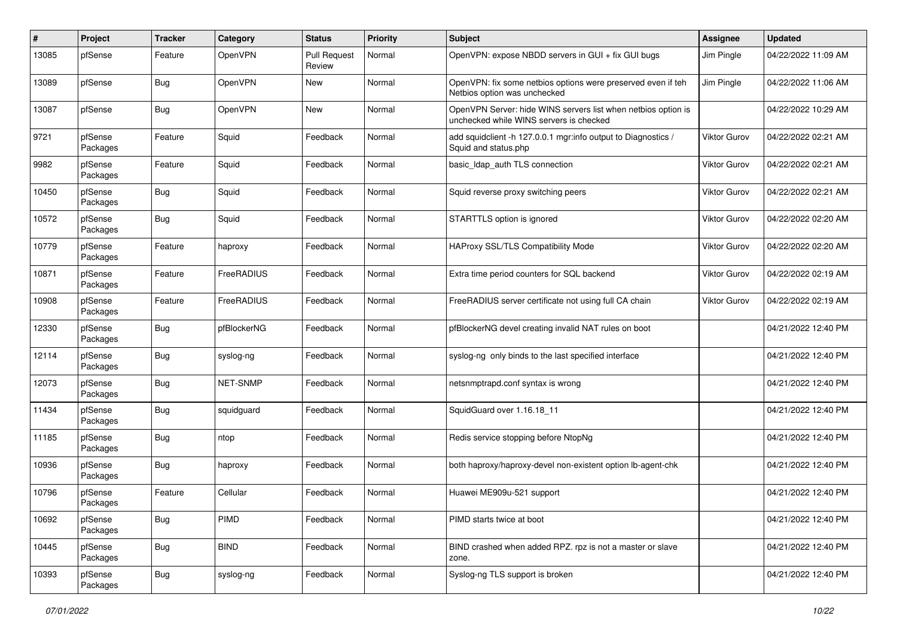| # | Project | Tracker | Category | Status | Priority | Subject | Assignee | Updated |
|---|---|---|---|---|---|---|---|---|
| 13085 | pfSense | Feature | OpenVPN | Pull Request Review | Normal | OpenVPN: expose NBDD servers in GUI + fix GUI bugs | Jim Pingle | 04/22/2022 11:09 AM |
| 13089 | pfSense | Bug | OpenVPN | New | Normal | OpenVPN: fix some netbios options were preserved even if teh Netbios option was unchecked | Jim Pingle | 04/22/2022 11:06 AM |
| 13087 | pfSense | Bug | OpenVPN | New | Normal | OpenVPN Server: hide WINS servers list when netbios option is unchecked while WINS servers is checked | | 04/22/2022 10:29 AM |
| 9721 | pfSense Packages | Feature | Squid | Feedback | Normal | add squidclient -h 127.0.0.1 mgr:info output to Diagnostics / Squid and status.php | Viktor Gurov | 04/22/2022 02:21 AM |
| 9982 | pfSense Packages | Feature | Squid | Feedback | Normal | basic_ldap_auth TLS connection | Viktor Gurov | 04/22/2022 02:21 AM |
| 10450 | pfSense Packages | Bug | Squid | Feedback | Normal | Squid reverse proxy switching peers | Viktor Gurov | 04/22/2022 02:21 AM |
| 10572 | pfSense Packages | Bug | Squid | Feedback | Normal | STARTTLS option is ignored | Viktor Gurov | 04/22/2022 02:20 AM |
| 10779 | pfSense Packages | Feature | haproxy | Feedback | Normal | HAProxy SSL/TLS Compatibility Mode | Viktor Gurov | 04/22/2022 02:20 AM |
| 10871 | pfSense Packages | Feature | FreeRADIUS | Feedback | Normal | Extra time period counters for SQL backend | Viktor Gurov | 04/22/2022 02:19 AM |
| 10908 | pfSense Packages | Feature | FreeRADIUS | Feedback | Normal | FreeRADIUS server certificate not using full CA chain | Viktor Gurov | 04/22/2022 02:19 AM |
| 12330 | pfSense Packages | Bug | pfBlockerNG | Feedback | Normal | pfBlockerNG devel creating invalid NAT rules on boot | | 04/21/2022 12:40 PM |
| 12114 | pfSense Packages | Bug | syslog-ng | Feedback | Normal | syslog-ng only binds to the last specified interface | | 04/21/2022 12:40 PM |
| 12073 | pfSense Packages | Bug | NET-SNMP | Feedback | Normal | netsnmptrapd.conf syntax is wrong | | 04/21/2022 12:40 PM |
| 11434 | pfSense Packages | Bug | squidguard | Feedback | Normal | SquidGuard over 1.16.18_11 | | 04/21/2022 12:40 PM |
| 11185 | pfSense Packages | Bug | ntop | Feedback | Normal | Redis service stopping before NtopNg | | 04/21/2022 12:40 PM |
| 10936 | pfSense Packages | Bug | haproxy | Feedback | Normal | both haproxy/haproxy-devel non-existent option lb-agent-chk | | 04/21/2022 12:40 PM |
| 10796 | pfSense Packages | Feature | Cellular | Feedback | Normal | Huawei ME909u-521 support | | 04/21/2022 12:40 PM |
| 10692 | pfSense Packages | Bug | PIMD | Feedback | Normal | PIMD starts twice at boot | | 04/21/2022 12:40 PM |
| 10445 | pfSense Packages | Bug | BIND | Feedback | Normal | BIND crashed when added RPZ. rpz is not a master or slave zone. | | 04/21/2022 12:40 PM |
| 10393 | pfSense Packages | Bug | syslog-ng | Feedback | Normal | Syslog-ng TLS support is broken | | 04/21/2022 12:40 PM |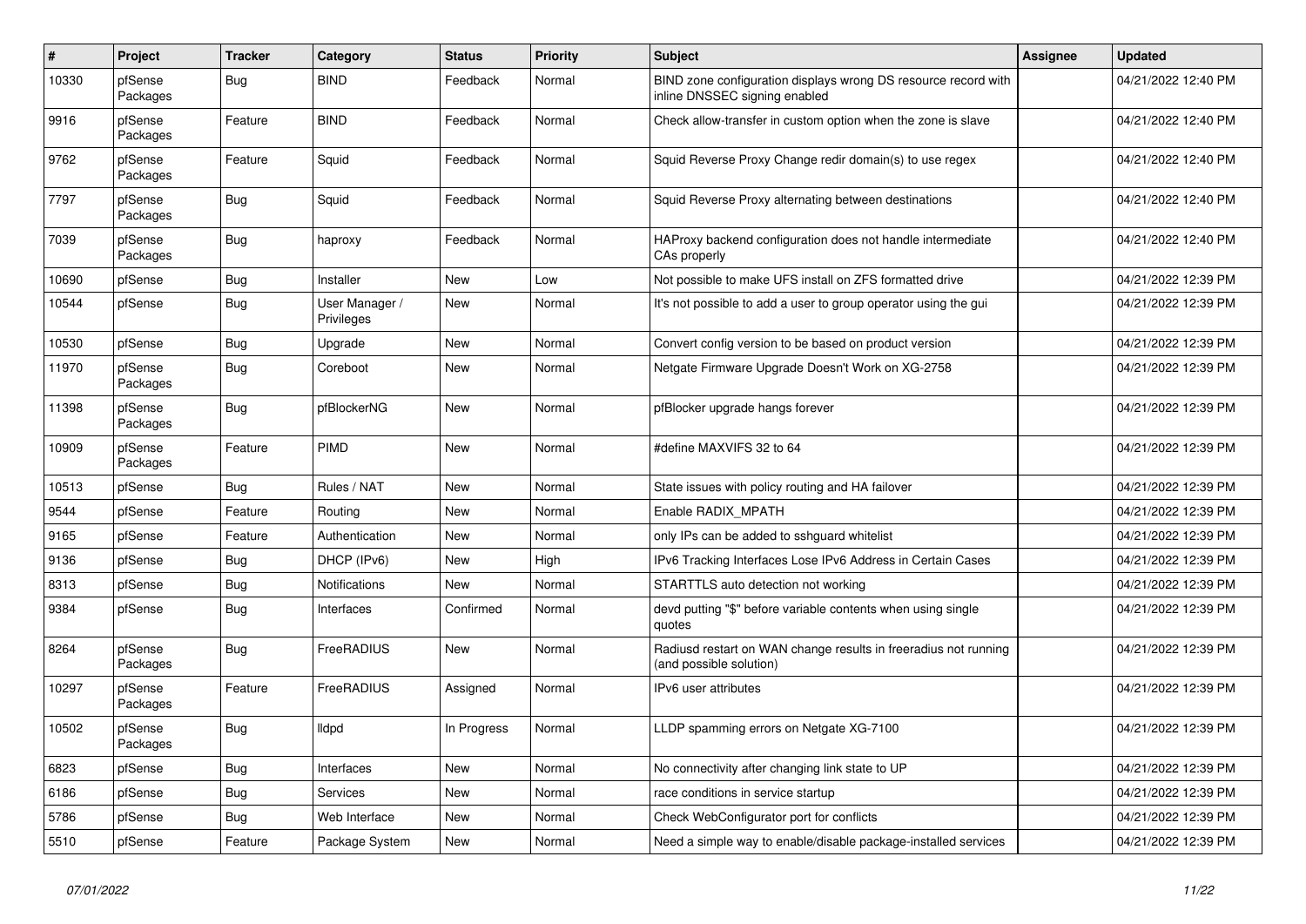| # | Project | Tracker | Category | Status | Priority | Subject | Assignee | Updated |
|---|---|---|---|---|---|---|---|---|
| 10330 | pfSense Packages | Bug | BIND | Feedback | Normal | BIND zone configuration displays wrong DS resource record with inline DNSSEC signing enabled | | 04/21/2022 12:40 PM |
| 9916 | pfSense Packages | Feature | BIND | Feedback | Normal | Check allow-transfer in custom option when the zone is slave | | 04/21/2022 12:40 PM |
| 9762 | pfSense Packages | Feature | Squid | Feedback | Normal | Squid Reverse Proxy Change redir domain(s) to use regex | | 04/21/2022 12:40 PM |
| 7797 | pfSense Packages | Bug | Squid | Feedback | Normal | Squid Reverse Proxy alternating between destinations | | 04/21/2022 12:40 PM |
| 7039 | pfSense Packages | Bug | haproxy | Feedback | Normal | HAProxy backend configuration does not handle intermediate CAs properly | | 04/21/2022 12:40 PM |
| 10690 | pfSense | Bug | Installer | New | Low | Not possible to make UFS install on ZFS formatted drive | | 04/21/2022 12:39 PM |
| 10544 | pfSense | Bug | User Manager / Privileges | New | Normal | It's not possible to add a user to group operator using the gui | | 04/21/2022 12:39 PM |
| 10530 | pfSense | Bug | Upgrade | New | Normal | Convert config version to be based on product version | | 04/21/2022 12:39 PM |
| 11970 | pfSense Packages | Bug | Coreboot | New | Normal | Netgate Firmware Upgrade Doesn't Work on XG-2758 | | 04/21/2022 12:39 PM |
| 11398 | pfSense Packages | Bug | pfBlockerNG | New | Normal | pfBlocker upgrade hangs forever | | 04/21/2022 12:39 PM |
| 10909 | pfSense Packages | Feature | PIMD | New | Normal | #define MAXVIFS 32 to 64 | | 04/21/2022 12:39 PM |
| 10513 | pfSense | Bug | Rules / NAT | New | Normal | State issues with policy routing and HA failover | | 04/21/2022 12:39 PM |
| 9544 | pfSense | Feature | Routing | New | Normal | Enable RADIX_MPATH | | 04/21/2022 12:39 PM |
| 9165 | pfSense | Feature | Authentication | New | Normal | only IPs can be added to sshguard whitelist | | 04/21/2022 12:39 PM |
| 9136 | pfSense | Bug | DHCP (IPv6) | New | High | IPv6 Tracking Interfaces Lose IPv6 Address in Certain Cases | | 04/21/2022 12:39 PM |
| 8313 | pfSense | Bug | Notifications | New | Normal | STARTTLS auto detection not working | | 04/21/2022 12:39 PM |
| 9384 | pfSense | Bug | Interfaces | Confirmed | Normal | devd putting "$" before variable contents when using single quotes | | 04/21/2022 12:39 PM |
| 8264 | pfSense Packages | Bug | FreeRADIUS | New | Normal | Radiusd restart on WAN change results in freeradius not running (and possible solution) | | 04/21/2022 12:39 PM |
| 10297 | pfSense Packages | Feature | FreeRADIUS | Assigned | Normal | IPv6 user attributes | | 04/21/2022 12:39 PM |
| 10502 | pfSense Packages | Bug | lldpd | In Progress | Normal | LLDP spamming errors on Netgate XG-7100 | | 04/21/2022 12:39 PM |
| 6823 | pfSense | Bug | Interfaces | New | Normal | No connectivity after changing link state to UP | | 04/21/2022 12:39 PM |
| 6186 | pfSense | Bug | Services | New | Normal | race conditions in service startup | | 04/21/2022 12:39 PM |
| 5786 | pfSense | Bug | Web Interface | New | Normal | Check WebConfigurator port for conflicts | | 04/21/2022 12:39 PM |
| 5510 | pfSense | Feature | Package System | New | Normal | Need a simple way to enable/disable package-installed services | | 04/21/2022 12:39 PM |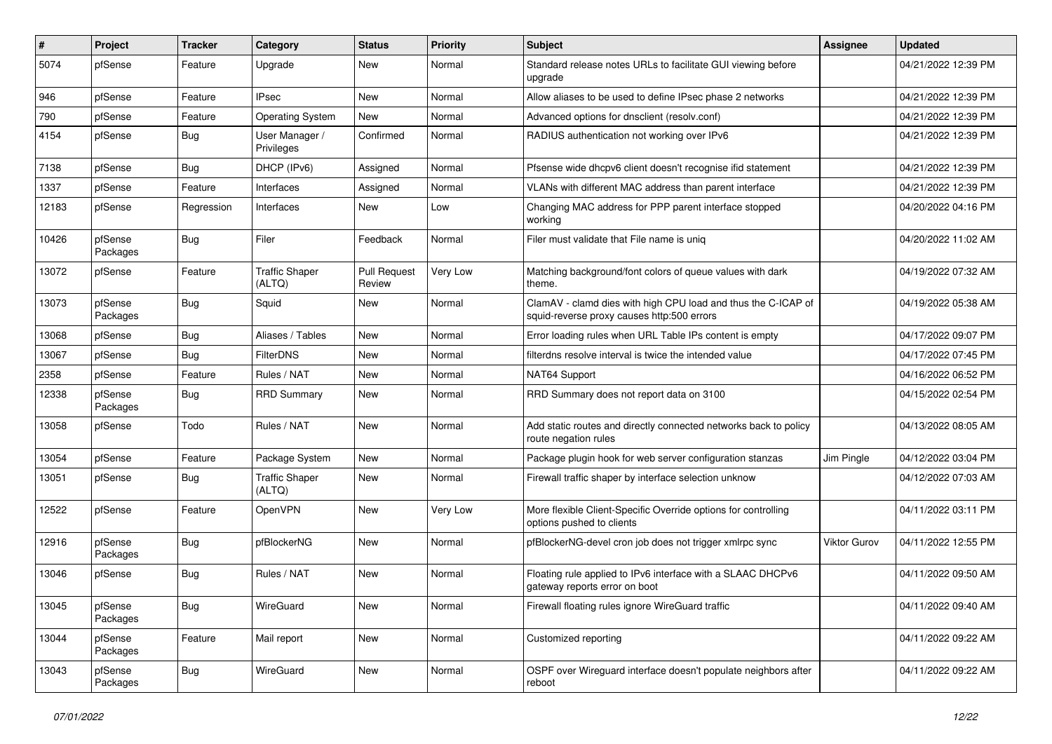| # | Project | Tracker | Category | Status | Priority | Subject | Assignee | Updated |
|---|---|---|---|---|---|---|---|---|
| 5074 | pfSense | Feature | Upgrade | New | Normal | Standard release notes URLs to facilitate GUI viewing before upgrade | | 04/21/2022 12:39 PM |
| 946 | pfSense | Feature | IPsec | New | Normal | Allow aliases to be used to define IPsec phase 2 networks | | 04/21/2022 12:39 PM |
| 790 | pfSense | Feature | Operating System | New | Normal | Advanced options for dnsclient (resolv.conf) | | 04/21/2022 12:39 PM |
| 4154 | pfSense | Bug | User Manager / Privileges | Confirmed | Normal | RADIUS authentication not working over IPv6 | | 04/21/2022 12:39 PM |
| 7138 | pfSense | Bug | DHCP (IPv6) | Assigned | Normal | Pfsense wide dhcpv6 client doesn't recognise ifid statement | | 04/21/2022 12:39 PM |
| 1337 | pfSense | Feature | Interfaces | Assigned | Normal | VLANs with different MAC address than parent interface | | 04/21/2022 12:39 PM |
| 12183 | pfSense | Regression | Interfaces | New | Low | Changing MAC address for PPP parent interface stopped working | | 04/20/2022 04:16 PM |
| 10426 | pfSense Packages | Bug | Filer | Feedback | Normal | Filer must validate that File name is uniq | | 04/20/2022 11:02 AM |
| 13072 | pfSense | Feature | Traffic Shaper (ALTQ) | Pull Request Review | Very Low | Matching background/font colors of queue values with dark theme. | | 04/19/2022 07:32 AM |
| 13073 | pfSense Packages | Bug | Squid | New | Normal | ClamAV - clamd dies with high CPU load and thus the C-ICAP of squid-reverse proxy causes http:500 errors | | 04/19/2022 05:38 AM |
| 13068 | pfSense | Bug | Aliases / Tables | New | Normal | Error loading rules when URL Table IPs content is empty | | 04/17/2022 09:07 PM |
| 13067 | pfSense | Bug | FilterDNS | New | Normal | filterdns resolve interval is twice the intended value | | 04/17/2022 07:45 PM |
| 2358 | pfSense | Feature | Rules / NAT | New | Normal | NAT64 Support | | 04/16/2022 06:52 PM |
| 12338 | pfSense Packages | Bug | RRD Summary | New | Normal | RRD Summary does not report data on 3100 | | 04/15/2022 02:54 PM |
| 13058 | pfSense | Todo | Rules / NAT | New | Normal | Add static routes and directly connected networks back to policy route negation rules | | 04/13/2022 08:05 AM |
| 13054 | pfSense | Feature | Package System | New | Normal | Package plugin hook for web server configuration stanzas | Jim Pingle | 04/12/2022 03:04 PM |
| 13051 | pfSense | Bug | Traffic Shaper (ALTQ) | New | Normal | Firewall traffic shaper by interface selection unknow | | 04/12/2022 07:03 AM |
| 12522 | pfSense | Feature | OpenVPN | New | Very Low | More flexible Client-Specific Override options for controlling options pushed to clients | | 04/11/2022 03:11 PM |
| 12916 | pfSense Packages | Bug | pfBlockerNG | New | Normal | pfBlockerNG-devel cron job does not trigger xmlrpc sync | Viktor Gurov | 04/11/2022 12:55 PM |
| 13046 | pfSense | Bug | Rules / NAT | New | Normal | Floating rule applied to IPv6 interface with a SLAAC DHCPv6 gateway reports error on boot | | 04/11/2022 09:50 AM |
| 13045 | pfSense Packages | Bug | WireGuard | New | Normal | Firewall floating rules ignore WireGuard traffic | | 04/11/2022 09:40 AM |
| 13044 | pfSense Packages | Feature | Mail report | New | Normal | Customized reporting | | 04/11/2022 09:22 AM |
| 13043 | pfSense Packages | Bug | WireGuard | New | Normal | OSPF over Wireguard interface doesn't populate neighbors after reboot | | 04/11/2022 09:22 AM |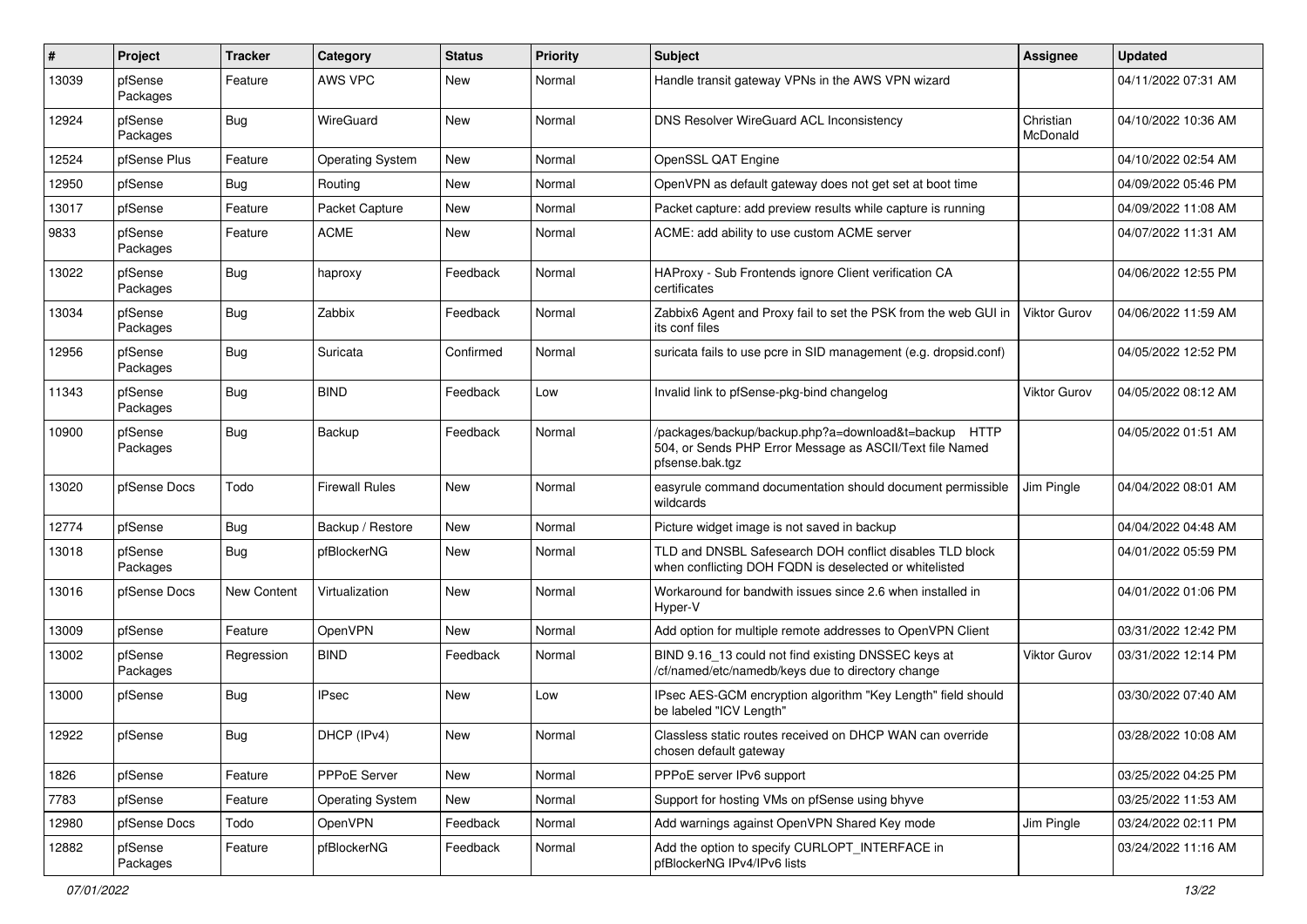| # | Project | Tracker | Category | Status | Priority | Subject | Assignee | Updated |
|---|---|---|---|---|---|---|---|---|
| 13039 | pfSense Packages | Feature | AWS VPC | New | Normal | Handle transit gateway VPNs in the AWS VPN wizard | | 04/11/2022 07:31 AM |
| 12924 | pfSense Packages | Bug | WireGuard | New | Normal | DNS Resolver WireGuard ACL Inconsistency | Christian McDonald | 04/10/2022 10:36 AM |
| 12524 | pfSense Plus | Feature | Operating System | New | Normal | OpenSSL QAT Engine | | 04/10/2022 02:54 AM |
| 12950 | pfSense | Bug | Routing | New | Normal | OpenVPN as default gateway does not get set at boot time | | 04/09/2022 05:46 PM |
| 13017 | pfSense | Feature | Packet Capture | New | Normal | Packet capture: add preview results while capture is running | | 04/09/2022 11:08 AM |
| 9833 | pfSense Packages | Feature | ACME | New | Normal | ACME: add ability to use custom ACME server | | 04/07/2022 11:31 AM |
| 13022 | pfSense Packages | Bug | haproxy | Feedback | Normal | HAProxy - Sub Frontends ignore Client verification CA certificates | | 04/06/2022 12:55 PM |
| 13034 | pfSense Packages | Bug | Zabbix | Feedback | Normal | Zabbix6 Agent and Proxy fail to set the PSK from the web GUI in its conf files | Viktor Gurov | 04/06/2022 11:59 AM |
| 12956 | pfSense Packages | Bug | Suricata | Confirmed | Normal | suricata fails to use pcre in SID management (e.g. dropsid.conf) | | 04/05/2022 12:52 PM |
| 11343 | pfSense Packages | Bug | BIND | Feedback | Low | Invalid link to pfSense-pkg-bind changelog | Viktor Gurov | 04/05/2022 08:12 AM |
| 10900 | pfSense Packages | Bug | Backup | Feedback | Normal | /packages/backup/backup.php?a=download&t=backup HTTP 504, or Sends PHP Error Message as ASCII/Text file Named pfsense.bak.tgz | | 04/05/2022 01:51 AM |
| 13020 | pfSense Docs | Todo | Firewall Rules | New | Normal | easyrule command documentation should document permissible wildcards | Jim Pingle | 04/04/2022 08:01 AM |
| 12774 | pfSense | Bug | Backup / Restore | New | Normal | Picture widget image is not saved in backup | | 04/04/2022 04:48 AM |
| 13018 | pfSense Packages | Bug | pfBlockerNG | New | Normal | TLD and DNSBL Safesearch DOH conflict disables TLD block when conflicting DOH FQDN is deselected or whitelisted | | 04/01/2022 05:59 PM |
| 13016 | pfSense Docs | New Content | Virtualization | New | Normal | Workaround for bandwith issues since 2.6 when installed in Hyper-V | | 04/01/2022 01:06 PM |
| 13009 | pfSense | Feature | OpenVPN | New | Normal | Add option for multiple remote addresses to OpenVPN Client | | 03/31/2022 12:42 PM |
| 13002 | pfSense Packages | Regression | BIND | Feedback | Normal | BIND 9.16_13 could not find existing DNSSEC keys at /cf/named/etc/namedb/keys due to directory change | Viktor Gurov | 03/31/2022 12:14 PM |
| 13000 | pfSense | Bug | IPsec | New | Low | IPsec AES-GCM encryption algorithm "Key Length" field should be labeled "ICV Length" | | 03/30/2022 07:40 AM |
| 12922 | pfSense | Bug | DHCP (IPv4) | New | Normal | Classless static routes received on DHCP WAN can override chosen default gateway | | 03/28/2022 10:08 AM |
| 1826 | pfSense | Feature | PPPoE Server | New | Normal | PPPoE server IPv6 support | | 03/25/2022 04:25 PM |
| 7783 | pfSense | Feature | Operating System | New | Normal | Support for hosting VMs on pfSense using bhyve | | 03/25/2022 11:53 AM |
| 12980 | pfSense Docs | Todo | OpenVPN | Feedback | Normal | Add warnings against OpenVPN Shared Key mode | Jim Pingle | 03/24/2022 02:11 PM |
| 12882 | pfSense Packages | Feature | pfBlockerNG | Feedback | Normal | Add the option to specify CURLOPT_INTERFACE in pfBlockerNG IPv4/IPv6 lists | | 03/24/2022 11:16 AM |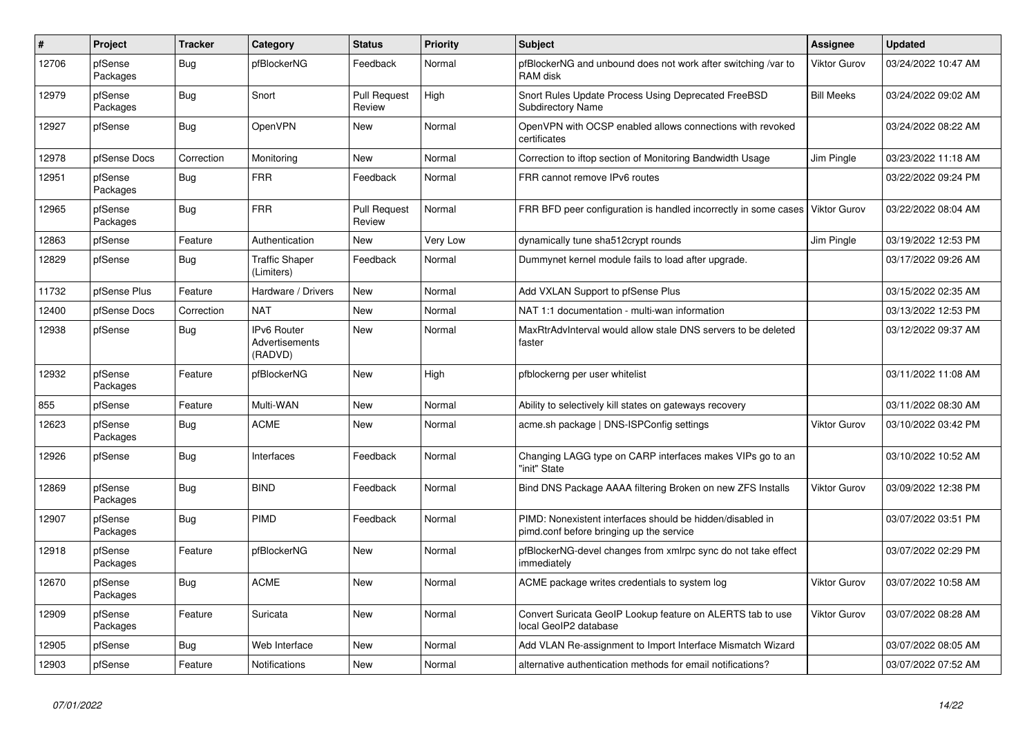| # | Project | Tracker | Category | Status | Priority | Subject | Assignee | Updated |
|---|---|---|---|---|---|---|---|---|
| 12706 | pfSense Packages | Bug | pfBlockerNG | Feedback | Normal | pfBlockerNG and unbound does not work after switching /var to RAM disk | Viktor Gurov | 03/24/2022 10:47 AM |
| 12979 | pfSense Packages | Bug | Snort | Pull Request Review | High | Snort Rules Update Process Using Deprecated FreeBSD Subdirectory Name | Bill Meeks | 03/24/2022 09:02 AM |
| 12927 | pfSense | Bug | OpenVPN | New | Normal | OpenVPN with OCSP enabled allows connections with revoked certificates | | 03/24/2022 08:22 AM |
| 12978 | pfSense Docs | Correction | Monitoring | New | Normal | Correction to iftop section of Monitoring Bandwidth Usage | Jim Pingle | 03/23/2022 11:18 AM |
| 12951 | pfSense Packages | Bug | FRR | Feedback | Normal | FRR cannot remove IPv6 routes | | 03/22/2022 09:24 PM |
| 12965 | pfSense Packages | Bug | FRR | Pull Request Review | Normal | FRR BFD peer configuration is handled incorrectly in some cases | Viktor Gurov | 03/22/2022 08:04 AM |
| 12863 | pfSense | Feature | Authentication | New | Very Low | dynamically tune sha512crypt rounds | Jim Pingle | 03/19/2022 12:53 PM |
| 12829 | pfSense | Bug | Traffic Shaper (Limiters) | Feedback | Normal | Dummynet kernel module fails to load after upgrade. | | 03/17/2022 09:26 AM |
| 11732 | pfSense Plus | Feature | Hardware / Drivers | New | Normal | Add VXLAN Support to pfSense Plus | | 03/15/2022 02:35 AM |
| 12400 | pfSense Docs | Correction | NAT | New | Normal | NAT 1:1 documentation - multi-wan information | | 03/13/2022 12:53 PM |
| 12938 | pfSense | Bug | IPv6 Router Advertisements (RADVD) | New | Normal | MaxRtrAdvInterval would allow stale DNS servers to be deleted faster | | 03/12/2022 09:37 AM |
| 12932 | pfSense Packages | Feature | pfBlockerNG | New | High | pfblockerng per user whitelist | | 03/11/2022 11:08 AM |
| 855 | pfSense | Feature | Multi-WAN | New | Normal | Ability to selectively kill states on gateways recovery | | 03/11/2022 08:30 AM |
| 12623 | pfSense Packages | Bug | ACME | New | Normal | acme.sh package \| DNS-ISPConfig settings | Viktor Gurov | 03/10/2022 03:42 PM |
| 12926 | pfSense | Bug | Interfaces | Feedback | Normal | Changing LAGG type on CARP interfaces makes VIPs go to an "init" State | | 03/10/2022 10:52 AM |
| 12869 | pfSense Packages | Bug | BIND | Feedback | Normal | Bind DNS Package AAAA filtering Broken on new ZFS Installs | Viktor Gurov | 03/09/2022 12:38 PM |
| 12907 | pfSense Packages | Bug | PIMD | Feedback | Normal | PIMD: Nonexistent interfaces should be hidden/disabled in pimd.conf before bringing up the service | | 03/07/2022 03:51 PM |
| 12918 | pfSense Packages | Feature | pfBlockerNG | New | Normal | pfBlockerNG-devel changes from xmlrpc sync do not take effect immediately | | 03/07/2022 02:29 PM |
| 12670 | pfSense Packages | Bug | ACME | New | Normal | ACME package writes credentials to system log | Viktor Gurov | 03/07/2022 10:58 AM |
| 12909 | pfSense Packages | Feature | Suricata | New | Normal | Convert Suricata GeoIP Lookup feature on ALERTS tab to use local GeoIP2 database | Viktor Gurov | 03/07/2022 08:28 AM |
| 12905 | pfSense | Bug | Web Interface | New | Normal | Add VLAN Re-assignment to Import Interface Mismatch Wizard | | 03/07/2022 08:05 AM |
| 12903 | pfSense | Feature | Notifications | New | Normal | alternative authentication methods for email notifications? | | 03/07/2022 07:52 AM |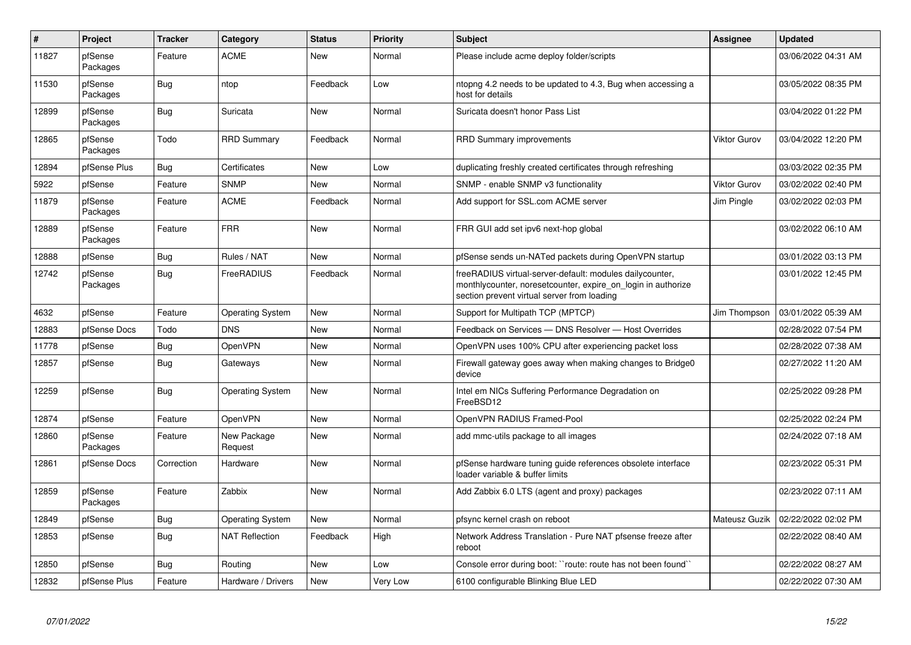| # | Project | Tracker | Category | Status | Priority | Subject | Assignee | Updated |
|---|---|---|---|---|---|---|---|---|
| 11827 | pfSense Packages | Feature | ACME | New | Normal | Please include acme deploy folder/scripts | | 03/06/2022 04:31 AM |
| 11530 | pfSense Packages | Bug | ntop | Feedback | Low | ntopng 4.2 needs to be updated to 4.3, Bug when accessing a host for details | | 03/05/2022 08:35 PM |
| 12899 | pfSense Packages | Bug | Suricata | New | Normal | Suricata doesn't honor Pass List | | 03/04/2022 01:22 PM |
| 12865 | pfSense Packages | Todo | RRD Summary | Feedback | Normal | RRD Summary improvements | Viktor Gurov | 03/04/2022 12:20 PM |
| 12894 | pfSense Plus | Bug | Certificates | New | Low | duplicating freshly created certificates through refreshing | | 03/03/2022 02:35 PM |
| 5922 | pfSense | Feature | SNMP | New | Normal | SNMP - enable SNMP v3 functionality | Viktor Gurov | 03/02/2022 02:40 PM |
| 11879 | pfSense Packages | Feature | ACME | Feedback | Normal | Add support for SSL.com ACME server | Jim Pingle | 03/02/2022 02:03 PM |
| 12889 | pfSense Packages | Feature | FRR | New | Normal | FRR GUI add set ipv6 next-hop global | | 03/02/2022 06:10 AM |
| 12888 | pfSense | Bug | Rules / NAT | New | Normal | pfSense sends un-NATed packets during OpenVPN startup | | 03/01/2022 03:13 PM |
| 12742 | pfSense Packages | Bug | FreeRADIUS | Feedback | Normal | freeRADIUS virtual-server-default: modules dailycounter, monthlycounter, noresetcounter, expire_on_login in authorize section prevent virtual server from loading | | 03/01/2022 12:45 PM |
| 4632 | pfSense | Feature | Operating System | New | Normal | Support for Multipath TCP (MPTCP) | Jim Thompson | 03/01/2022 05:39 AM |
| 12883 | pfSense Docs | Todo | DNS | New | Normal | Feedback on Services — DNS Resolver — Host Overrides | | 02/28/2022 07:54 PM |
| 11778 | pfSense | Bug | OpenVPN | New | Normal | OpenVPN uses 100% CPU after experiencing packet loss | | 02/28/2022 07:38 AM |
| 12857 | pfSense | Bug | Gateways | New | Normal | Firewall gateway goes away when making changes to Bridge0 device | | 02/27/2022 11:20 AM |
| 12259 | pfSense | Bug | Operating System | New | Normal | Intel em NICs Suffering Performance Degradation on FreeBSD12 | | 02/25/2022 09:28 PM |
| 12874 | pfSense | Feature | OpenVPN | New | Normal | OpenVPN RADIUS Framed-Pool | | 02/25/2022 02:24 PM |
| 12860 | pfSense Packages | Feature | New Package Request | New | Normal | add mmc-utils package to all images | | 02/24/2022 07:18 AM |
| 12861 | pfSense Docs | Correction | Hardware | New | Normal | pfSense hardware tuning guide references obsolete interface loader variable & buffer limits | | 02/23/2022 05:31 PM |
| 12859 | pfSense Packages | Feature | Zabbix | New | Normal | Add Zabbix 6.0 LTS (agent and proxy) packages | | 02/23/2022 07:11 AM |
| 12849 | pfSense | Bug | Operating System | New | Normal | pfsync kernel crash on reboot | Mateusz Guzik | 02/22/2022 02:02 PM |
| 12853 | pfSense | Bug | NAT Reflection | Feedback | High | Network Address Translation - Pure NAT pfsense freeze after reboot | | 02/22/2022 08:40 AM |
| 12850 | pfSense | Bug | Routing | New | Low | Console error during boot: ``route: route has not been found`` | | 02/22/2022 08:27 AM |
| 12832 | pfSense Plus | Feature | Hardware / Drivers | New | Very Low | 6100 configurable Blinking Blue LED | | 02/22/2022 07:30 AM |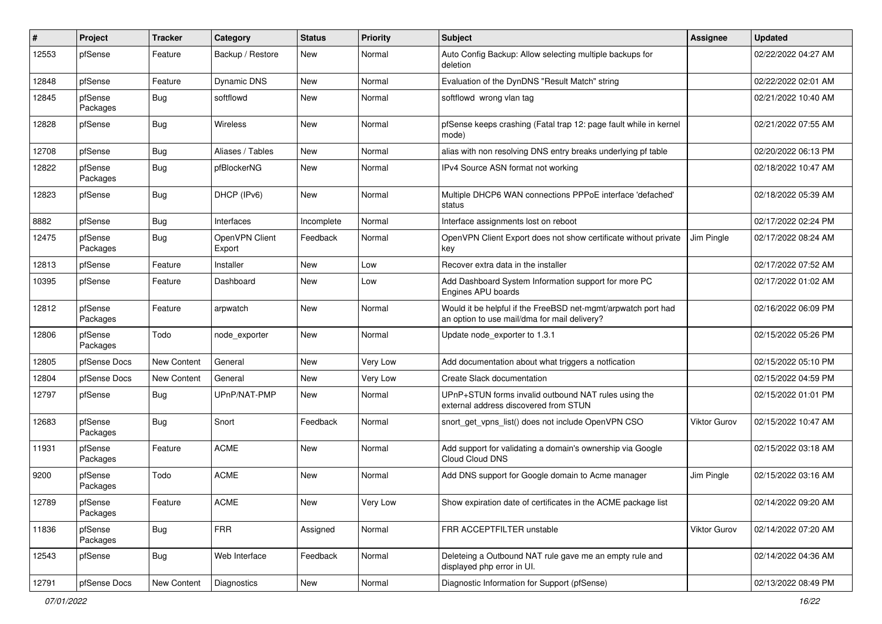| # | Project | Tracker | Category | Status | Priority | Subject | Assignee | Updated |
|---|---|---|---|---|---|---|---|---|
| 12553 | pfSense | Feature | Backup / Restore | New | Normal | Auto Config Backup: Allow selecting multiple backups for deletion | | 02/22/2022 04:27 AM |
| 12848 | pfSense | Feature | Dynamic DNS | New | Normal | Evaluation of the DynDNS "Result Match" string | | 02/22/2022 02:01 AM |
| 12845 | pfSense Packages | Bug | softflowd | New | Normal | softflowd wrong vlan tag | | 02/21/2022 10:40 AM |
| 12828 | pfSense | Bug | Wireless | New | Normal | pfSense keeps crashing (Fatal trap 12: page fault while in kernel mode) | | 02/21/2022 07:55 AM |
| 12708 | pfSense | Bug | Aliases / Tables | New | Normal | alias with non resolving DNS entry breaks underlying pf table | | 02/20/2022 06:13 PM |
| 12822 | pfSense Packages | Bug | pfBlockerNG | New | Normal | IPv4 Source ASN format not working | | 02/18/2022 10:47 AM |
| 12823 | pfSense | Bug | DHCP (IPv6) | New | Normal | Multiple DHCP6 WAN connections PPPoE interface 'defached' status | | 02/18/2022 05:39 AM |
| 8882 | pfSense | Bug | Interfaces | Incomplete | Normal | Interface assignments lost on reboot | | 02/17/2022 02:24 PM |
| 12475 | pfSense Packages | Bug | OpenVPN Client Export | Feedback | Normal | OpenVPN Client Export does not show certificate without private key | Jim Pingle | 02/17/2022 08:24 AM |
| 12813 | pfSense | Feature | Installer | New | Low | Recover extra data in the installer | | 02/17/2022 07:52 AM |
| 10395 | pfSense | Feature | Dashboard | New | Low | Add Dashboard System Information support for more PC Engines APU boards | | 02/17/2022 01:02 AM |
| 12812 | pfSense Packages | Feature | arpwatch | New | Normal | Would it be helpful if the FreeBSD net-mgmt/arpwatch port had an option to use mail/dma for mail delivery? | | 02/16/2022 06:09 PM |
| 12806 | pfSense Packages | Todo | node_exporter | New | Normal | Update node_exporter to 1.3.1 | | 02/15/2022 05:26 PM |
| 12805 | pfSense Docs | New Content | General | New | Very Low | Add documentation about what triggers a notfication | | 02/15/2022 05:10 PM |
| 12804 | pfSense Docs | New Content | General | New | Very Low | Create Slack documentation | | 02/15/2022 04:59 PM |
| 12797 | pfSense | Bug | UPnP/NAT-PMP | New | Normal | UPnP+STUN forms invalid outbound NAT rules using the external address discovered from STUN | | 02/15/2022 01:01 PM |
| 12683 | pfSense Packages | Bug | Snort | Feedback | Normal | snort_get_vpns_list() does not include OpenVPN CSO | Viktor Gurov | 02/15/2022 10:47 AM |
| 11931 | pfSense Packages | Feature | ACME | New | Normal | Add support for validating a domain's ownership via Google Cloud Cloud DNS | | 02/15/2022 03:18 AM |
| 9200 | pfSense Packages | Todo | ACME | New | Normal | Add DNS support for Google domain to Acme manager | Jim Pingle | 02/15/2022 03:16 AM |
| 12789 | pfSense Packages | Feature | ACME | New | Very Low | Show expiration date of certificates in the ACME package list | | 02/14/2022 09:20 AM |
| 11836 | pfSense Packages | Bug | FRR | Assigned | Normal | FRR ACCEPTFILTER unstable | Viktor Gurov | 02/14/2022 07:20 AM |
| 12543 | pfSense | Bug | Web Interface | Feedback | Normal | Deleteing a Outbound NAT rule gave me an empty rule and displayed php error in UI. | | 02/14/2022 04:36 AM |
| 12791 | pfSense Docs | New Content | Diagnostics | New | Normal | Diagnostic Information for Support (pfSense) | | 02/13/2022 08:49 PM |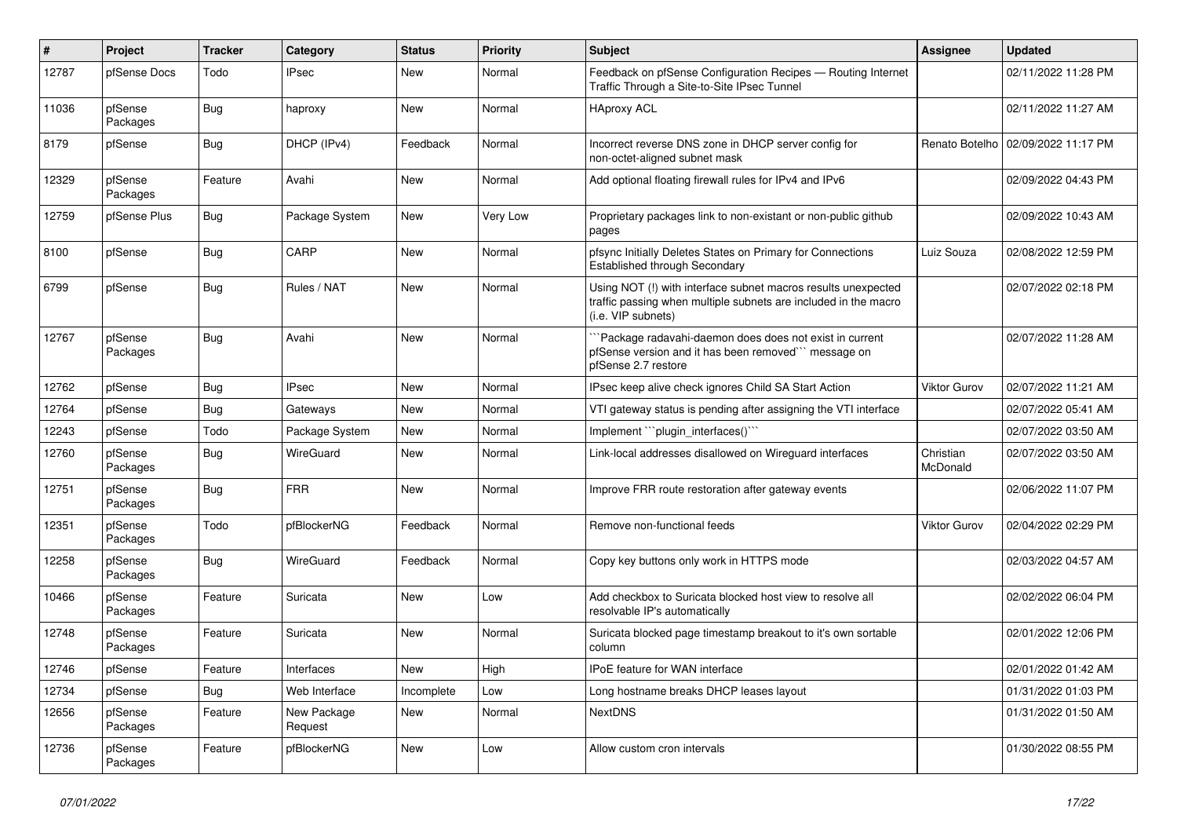| # | Project | Tracker | Category | Status | Priority | Subject | Assignee | Updated |
|---|---|---|---|---|---|---|---|---|
| 12787 | pfSense Docs | Todo | IPsec | New | Normal | Feedback on pfSense Configuration Recipes — Routing Internet Traffic Through a Site-to-Site IPsec Tunnel | | 02/11/2022 11:28 PM |
| 11036 | pfSense Packages | Bug | haproxy | New | Normal | HAproxy ACL | | 02/11/2022 11:27 AM |
| 8179 | pfSense | Bug | DHCP (IPv4) | Feedback | Normal | Incorrect reverse DNS zone in DHCP server config for non-octet-aligned subnet mask | Renato Botelho | 02/09/2022 11:17 PM |
| 12329 | pfSense Packages | Feature | Avahi | New | Normal | Add optional floating firewall rules for IPv4 and IPv6 | | 02/09/2022 04:43 PM |
| 12759 | pfSense Plus | Bug | Package System | New | Very Low | Proprietary packages link to non-existant or non-public github pages | | 02/09/2022 10:43 AM |
| 8100 | pfSense | Bug | CARP | New | Normal | pfsync Initially Deletes States on Primary for Connections Established through Secondary | Luiz Souza | 02/08/2022 12:59 PM |
| 6799 | pfSense | Bug | Rules / NAT | New | Normal | Using NOT (!) with interface subnet macros results unexpected traffic passing when multiple subnets are included in the macro (i.e. VIP subnets) | | 02/07/2022 02:18 PM |
| 12767 | pfSense Packages | Bug | Avahi | New | Normal | ```Package radavahi-daemon does does not exist in current pfSense version and it has been removed``` message on pfSense 2.7 restore | | 02/07/2022 11:28 AM |
| 12762 | pfSense | Bug | IPsec | New | Normal | IPsec keep alive check ignores Child SA Start Action | Viktor Gurov | 02/07/2022 11:21 AM |
| 12764 | pfSense | Bug | Gateways | New | Normal | VTI gateway status is pending after assigning the VTI interface | | 02/07/2022 05:41 AM |
| 12243 | pfSense | Todo | Package System | New | Normal | Implement ```plugin_interfaces()``` | | 02/07/2022 03:50 AM |
| 12760 | pfSense Packages | Bug | WireGuard | New | Normal | Link-local addresses disallowed on Wireguard interfaces | Christian McDonald | 02/07/2022 03:50 AM |
| 12751 | pfSense Packages | Bug | FRR | New | Normal | Improve FRR route restoration after gateway events | | 02/06/2022 11:07 PM |
| 12351 | pfSense Packages | Todo | pfBlockerNG | Feedback | Normal | Remove non-functional feeds | Viktor Gurov | 02/04/2022 02:29 PM |
| 12258 | pfSense Packages | Bug | WireGuard | Feedback | Normal | Copy key buttons only work in HTTPS mode | | 02/03/2022 04:57 AM |
| 10466 | pfSense Packages | Feature | Suricata | New | Low | Add checkbox to Suricata blocked host view to resolve all resolvable IP's automatically | | 02/02/2022 06:04 PM |
| 12748 | pfSense Packages | Feature | Suricata | New | Normal | Suricata blocked page timestamp breakout to it's own sortable column | | 02/01/2022 12:06 PM |
| 12746 | pfSense | Feature | Interfaces | New | High | IPoE feature for WAN interface | | 02/01/2022 01:42 AM |
| 12734 | pfSense | Bug | Web Interface | Incomplete | Low | Long hostname breaks DHCP leases layout | | 01/31/2022 01:03 PM |
| 12656 | pfSense Packages | Feature | New Package Request | New | Normal | NextDNS | | 01/31/2022 01:50 AM |
| 12736 | pfSense Packages | Feature | pfBlockerNG | New | Low | Allow custom cron intervals | | 01/30/2022 08:55 PM |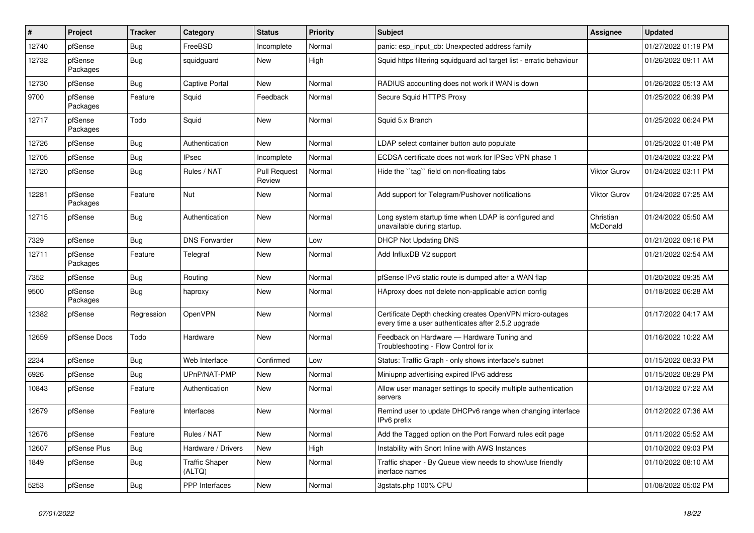| # | Project | Tracker | Category | Status | Priority | Subject | Assignee | Updated |
|---|---|---|---|---|---|---|---|---|
| 12740 | pfSense | Bug | FreeBSD | Incomplete | Normal | panic: esp_input_cb: Unexpected address family | | 01/27/2022 01:19 PM |
| 12732 | pfSense Packages | Bug | squidguard | New | High | Squid https filtering squidguard acl target list - erratic behaviour | | 01/26/2022 09:11 AM |
| 12730 | pfSense | Bug | Captive Portal | New | Normal | RADIUS accounting does not work if WAN is down | | 01/26/2022 05:13 AM |
| 9700 | pfSense Packages | Feature | Squid | Feedback | Normal | Secure Squid HTTPS Proxy | | 01/25/2022 06:39 PM |
| 12717 | pfSense Packages | Todo | Squid | New | Normal | Squid 5.x Branch | | 01/25/2022 06:24 PM |
| 12726 | pfSense | Bug | Authentication | New | Normal | LDAP select container button auto populate | | 01/25/2022 01:48 PM |
| 12705 | pfSense | Bug | IPsec | Incomplete | Normal | ECDSA certificate does not work for IPSec VPN phase 1 | | 01/24/2022 03:22 PM |
| 12720 | pfSense | Bug | Rules / NAT | Pull Request Review | Normal | Hide the ``tag`` field on non-floating tabs | Viktor Gurov | 01/24/2022 03:11 PM |
| 12281 | pfSense Packages | Feature | Nut | New | Normal | Add support for Telegram/Pushover notifications | Viktor Gurov | 01/24/2022 07:25 AM |
| 12715 | pfSense | Bug | Authentication | New | Normal | Long system startup time when LDAP is configured and unavailable during startup. | Christian McDonald | 01/24/2022 05:50 AM |
| 7329 | pfSense | Bug | DNS Forwarder | New | Low | DHCP Not Updating DNS | | 01/21/2022 09:16 PM |
| 12711 | pfSense Packages | Feature | Telegraf | New | Normal | Add InfluxDB V2 support | | 01/21/2022 02:54 AM |
| 7352 | pfSense | Bug | Routing | New | Normal | pfSense IPv6 static route is dumped after a WAN flap | | 01/20/2022 09:35 AM |
| 9500 | pfSense Packages | Bug | haproxy | New | Normal | HAproxy does not delete non-applicable action config | | 01/18/2022 06:28 AM |
| 12382 | pfSense | Regression | OpenVPN | New | Normal | Certificate Depth checking creates OpenVPN micro-outages every time a user authenticates after 2.5.2 upgrade | | 01/17/2022 04:17 AM |
| 12659 | pfSense Docs | Todo | Hardware | New | Normal | Feedback on Hardware — Hardware Tuning and Troubleshooting - Flow Control for ix | | 01/16/2022 10:22 AM |
| 2234 | pfSense | Bug | Web Interface | Confirmed | Low | Status: Traffic Graph - only shows interface's subnet | | 01/15/2022 08:33 PM |
| 6926 | pfSense | Bug | UPnP/NAT-PMP | New | Normal | Miniupnp advertising expired IPv6 address | | 01/15/2022 08:29 PM |
| 10843 | pfSense | Feature | Authentication | New | Normal | Allow user manager settings to specify multiple authentication servers | | 01/13/2022 07:22 AM |
| 12679 | pfSense | Feature | Interfaces | New | Normal | Remind user to update DHCPv6 range when changing interface IPv6 prefix | | 01/12/2022 07:36 AM |
| 12676 | pfSense | Feature | Rules / NAT | New | Normal | Add the Tagged option on the Port Forward rules edit page | | 01/11/2022 05:52 AM |
| 12607 | pfSense Plus | Bug | Hardware / Drivers | New | High | Instability with Snort Inline with AWS Instances | | 01/10/2022 09:03 PM |
| 1849 | pfSense | Bug | Traffic Shaper (ALTQ) | New | Normal | Traffic shaper - By Queue view needs to show/use friendly inerface names | | 01/10/2022 08:10 AM |
| 5253 | pfSense | Bug | PPP Interfaces | New | Normal | 3gstats.php 100% CPU | | 01/08/2022 05:02 PM |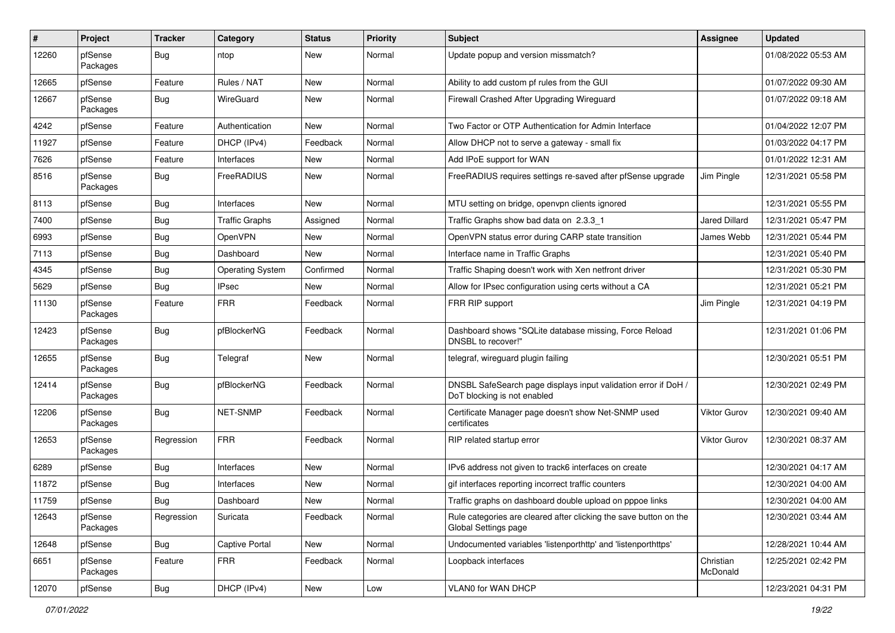| # | Project | Tracker | Category | Status | Priority | Subject | Assignee | Updated |
|---|---|---|---|---|---|---|---|---|
| 12260 | pfSense Packages | Bug | ntop | New | Normal | Update popup and version missmatch? | | 01/08/2022 05:53 AM |
| 12665 | pfSense | Feature | Rules / NAT | New | Normal | Ability to add custom pf rules from the GUI | | 01/07/2022 09:30 AM |
| 12667 | pfSense Packages | Bug | WireGuard | New | Normal | Firewall Crashed After Upgrading Wireguard | | 01/07/2022 09:18 AM |
| 4242 | pfSense | Feature | Authentication | New | Normal | Two Factor or OTP Authentication for Admin Interface | | 01/04/2022 12:07 PM |
| 11927 | pfSense | Feature | DHCP (IPv4) | Feedback | Normal | Allow DHCP not to serve a gateway - small fix | | 01/03/2022 04:17 PM |
| 7626 | pfSense | Feature | Interfaces | New | Normal | Add IPoE support for WAN | | 01/01/2022 12:31 AM |
| 8516 | pfSense Packages | Bug | FreeRADIUS | New | Normal | FreeRADIUS requires settings re-saved after pfSense upgrade | Jim Pingle | 12/31/2021 05:58 PM |
| 8113 | pfSense | Bug | Interfaces | New | Normal | MTU setting on bridge, openvpn clients ignored | | 12/31/2021 05:55 PM |
| 7400 | pfSense | Bug | Traffic Graphs | Assigned | Normal | Traffic Graphs show bad data on 2.3.3_1 | Jared Dillard | 12/31/2021 05:47 PM |
| 6993 | pfSense | Bug | OpenVPN | New | Normal | OpenVPN status error during CARP state transition | James Webb | 12/31/2021 05:44 PM |
| 7113 | pfSense | Bug | Dashboard | New | Normal | Interface name in Traffic Graphs | | 12/31/2021 05:40 PM |
| 4345 | pfSense | Bug | Operating System | Confirmed | Normal | Traffic Shaping doesn't work with Xen netfront driver | | 12/31/2021 05:30 PM |
| 5629 | pfSense | Bug | IPsec | New | Normal | Allow for IPsec configuration using certs without a CA | | 12/31/2021 05:21 PM |
| 11130 | pfSense Packages | Feature | FRR | Feedback | Normal | FRR RIP support | Jim Pingle | 12/31/2021 04:19 PM |
| 12423 | pfSense Packages | Bug | pfBlockerNG | Feedback | Normal | Dashboard shows "SQLite database missing, Force Reload DNSBL to recover!" | | 12/31/2021 01:06 PM |
| 12655 | pfSense Packages | Bug | Telegraf | New | Normal | telegraf, wireguard plugin failing | | 12/30/2021 05:51 PM |
| 12414 | pfSense Packages | Bug | pfBlockerNG | Feedback | Normal | DNSBL SafeSearch page displays input validation error if DoH / DoT blocking is not enabled | | 12/30/2021 02:49 PM |
| 12206 | pfSense Packages | Bug | NET-SNMP | Feedback | Normal | Certificate Manager page doesn't show Net-SNMP used certificates | Viktor Gurov | 12/30/2021 09:40 AM |
| 12653 | pfSense Packages | Regression | FRR | Feedback | Normal | RIP related startup error | Viktor Gurov | 12/30/2021 08:37 AM |
| 6289 | pfSense | Bug | Interfaces | New | Normal | IPv6 address not given to track6 interfaces on create | | 12/30/2021 04:17 AM |
| 11872 | pfSense | Bug | Interfaces | New | Normal | gif interfaces reporting incorrect traffic counters | | 12/30/2021 04:00 AM |
| 11759 | pfSense | Bug | Dashboard | New | Normal | Traffic graphs on dashboard double upload on pppoe links | | 12/30/2021 04:00 AM |
| 12643 | pfSense Packages | Regression | Suricata | Feedback | Normal | Rule categories are cleared after clicking the save button on the Global Settings page | | 12/30/2021 03:44 AM |
| 12648 | pfSense | Bug | Captive Portal | New | Normal | Undocumented variables 'listenporthttp' and 'listenporthttps' | | 12/28/2021 10:44 AM |
| 6651 | pfSense Packages | Feature | FRR | Feedback | Normal | Loopback interfaces | Christian McDonald | 12/25/2021 02:42 PM |
| 12070 | pfSense | Bug | DHCP (IPv4) | New | Low | VLAN0 for WAN DHCP | | 12/23/2021 04:31 PM |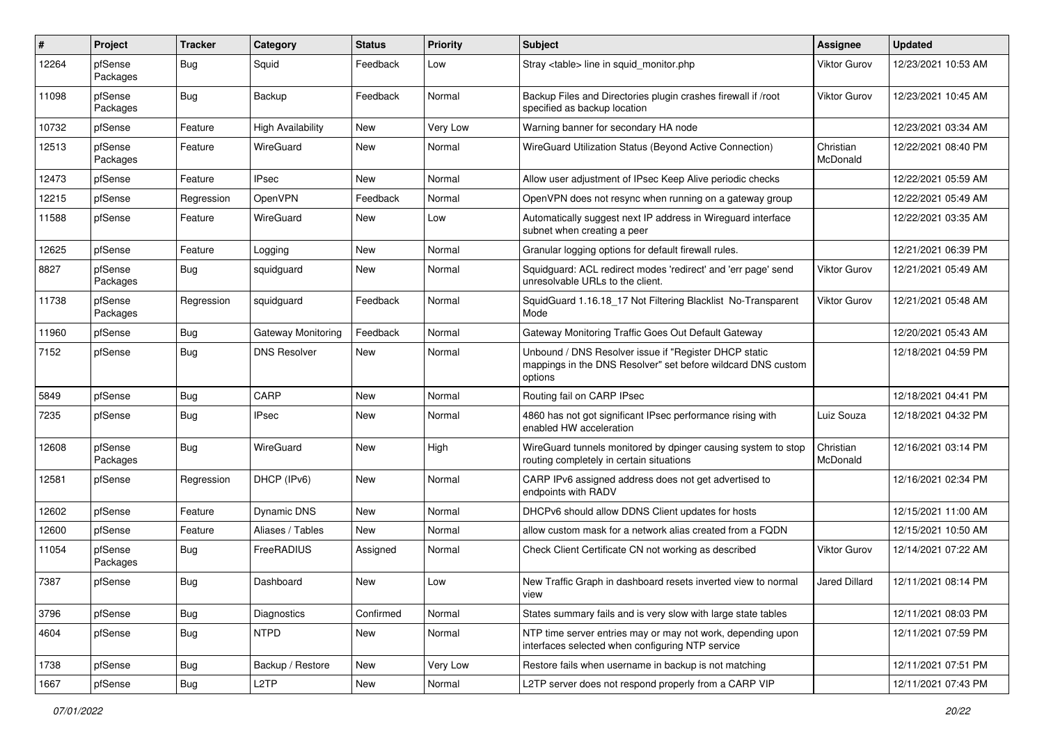| # | Project | Tracker | Category | Status | Priority | Subject | Assignee | Updated |
|---|---|---|---|---|---|---|---|---|
| 12264 | pfSense Packages | Bug | Squid | Feedback | Low | Stray <table> line in squid_monitor.php | Viktor Gurov | 12/23/2021 10:53 AM |
| 11098 | pfSense Packages | Bug | Backup | Feedback | Normal | Backup Files and Directories plugin crashes firewall if /root specified as backup location | Viktor Gurov | 12/23/2021 10:45 AM |
| 10732 | pfSense | Feature | High Availability | New | Very Low | Warning banner for secondary HA node | | 12/23/2021 03:34 AM |
| 12513 | pfSense Packages | Feature | WireGuard | New | Normal | WireGuard Utilization Status (Beyond Active Connection) | Christian McDonald | 12/22/2021 08:40 PM |
| 12473 | pfSense | Feature | IPsec | New | Normal | Allow user adjustment of IPsec Keep Alive periodic checks | | 12/22/2021 05:59 AM |
| 12215 | pfSense | Regression | OpenVPN | Feedback | Normal | OpenVPN does not resync when running on a gateway group | | 12/22/2021 05:49 AM |
| 11588 | pfSense | Feature | WireGuard | New | Low | Automatically suggest next IP address in Wireguard interface subnet when creating a peer | | 12/22/2021 03:35 AM |
| 12625 | pfSense | Feature | Logging | New | Normal | Granular logging options for default firewall rules. | | 12/21/2021 06:39 PM |
| 8827 | pfSense Packages | Bug | squidguard | New | Normal | Squidguard: ACL redirect modes 'redirect' and 'err page' send unresolvable URLs to the client. | Viktor Gurov | 12/21/2021 05:49 AM |
| 11738 | pfSense Packages | Regression | squidguard | Feedback | Normal | SquidGuard 1.16.18_17 Not Filtering Blacklist No-Transparent Mode | Viktor Gurov | 12/21/2021 05:48 AM |
| 11960 | pfSense | Bug | Gateway Monitoring | Feedback | Normal | Gateway Monitoring Traffic Goes Out Default Gateway | | 12/20/2021 05:43 AM |
| 7152 | pfSense | Bug | DNS Resolver | New | Normal | Unbound / DNS Resolver issue if "Register DHCP static mappings in the DNS Resolver" set before wildcard DNS custom options | | 12/18/2021 04:59 PM |
| 5849 | pfSense | Bug | CARP | New | Normal | Routing fail on CARP IPsec | | 12/18/2021 04:41 PM |
| 7235 | pfSense | Bug | IPsec | New | Normal | 4860 has not got significant IPsec performance rising with enabled HW acceleration | Luiz Souza | 12/18/2021 04:32 PM |
| 12608 | pfSense Packages | Bug | WireGuard | New | High | WireGuard tunnels monitored by dpinger causing system to stop routing completely in certain situations | Christian McDonald | 12/16/2021 03:14 PM |
| 12581 | pfSense | Regression | DHCP (IPv6) | New | Normal | CARP IPv6 assigned address does not get advertised to endpoints with RADV | | 12/16/2021 02:34 PM |
| 12602 | pfSense | Feature | Dynamic DNS | New | Normal | DHCPv6 should allow DDNS Client updates for hosts | | 12/15/2021 11:00 AM |
| 12600 | pfSense | Feature | Aliases / Tables | New | Normal | allow custom mask for a network alias created from a FQDN | | 12/15/2021 10:50 AM |
| 11054 | pfSense Packages | Bug | FreeRADIUS | Assigned | Normal | Check Client Certificate CN not working as described | Viktor Gurov | 12/14/2021 07:22 AM |
| 7387 | pfSense | Bug | Dashboard | New | Low | New Traffic Graph in dashboard resets inverted view to normal view | Jared Dillard | 12/11/2021 08:14 PM |
| 3796 | pfSense | Bug | Diagnostics | Confirmed | Normal | States summary fails and is very slow with large state tables | | 12/11/2021 08:03 PM |
| 4604 | pfSense | Bug | NTPD | New | Normal | NTP time server entries may or may not work, depending upon interfaces selected when configuring NTP service | | 12/11/2021 07:59 PM |
| 1738 | pfSense | Bug | Backup / Restore | New | Very Low | Restore fails when username in backup is not matching | | 12/11/2021 07:51 PM |
| 1667 | pfSense | Bug | L2TP | New | Normal | L2TP server does not respond properly from a CARP VIP | | 12/11/2021 07:43 PM |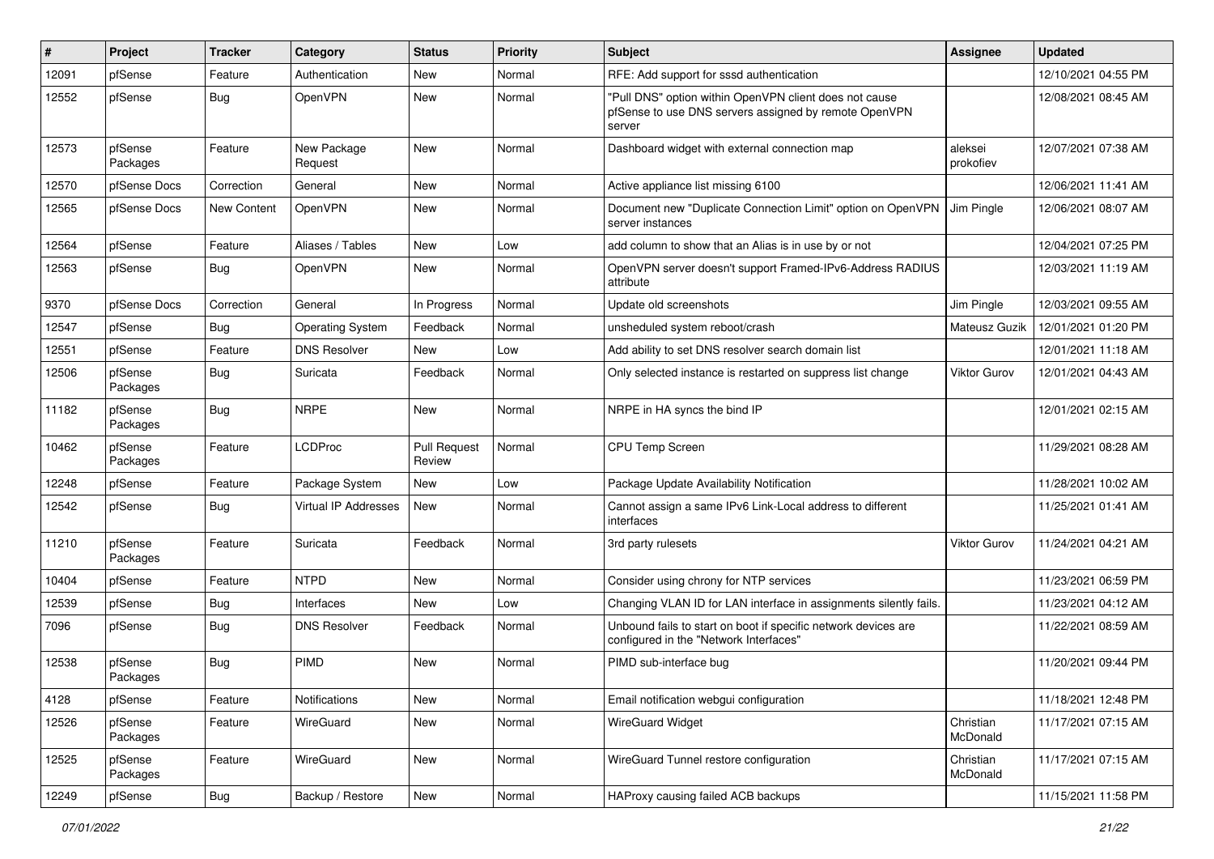| # | Project | Tracker | Category | Status | Priority | Subject | Assignee | Updated |
|---|---|---|---|---|---|---|---|---|
| 12091 | pfSense | Feature | Authentication | New | Normal | RFE: Add support for sssd authentication | | 12/10/2021 04:55 PM |
| 12552 | pfSense | Bug | OpenVPN | New | Normal | "Pull DNS" option within OpenVPN client does not cause pfSense to use DNS servers assigned by remote OpenVPN server | | 12/08/2021 08:45 AM |
| 12573 | pfSense Packages | Feature | New Package Request | New | Normal | Dashboard widget with external connection map | aleksei prokofiev | 12/07/2021 07:38 AM |
| 12570 | pfSense Docs | Correction | General | New | Normal | Active appliance list missing 6100 | | 12/06/2021 11:41 AM |
| 12565 | pfSense Docs | New Content | OpenVPN | New | Normal | Document new "Duplicate Connection Limit" option on OpenVPN server instances | Jim Pingle | 12/06/2021 08:07 AM |
| 12564 | pfSense | Feature | Aliases / Tables | New | Low | add column to show that an Alias is in use by or not | | 12/04/2021 07:25 PM |
| 12563 | pfSense | Bug | OpenVPN | New | Normal | OpenVPN server doesn't support Framed-IPv6-Address RADIUS attribute | | 12/03/2021 11:19 AM |
| 9370 | pfSense Docs | Correction | General | In Progress | Normal | Update old screenshots | Jim Pingle | 12/03/2021 09:55 AM |
| 12547 | pfSense | Bug | Operating System | Feedback | Normal | unsheduled system reboot/crash | Mateusz Guzik | 12/01/2021 01:20 PM |
| 12551 | pfSense | Feature | DNS Resolver | New | Low | Add ability to set DNS resolver search domain list | | 12/01/2021 11:18 AM |
| 12506 | pfSense Packages | Bug | Suricata | Feedback | Normal | Only selected instance is restarted on suppress list change | Viktor Gurov | 12/01/2021 04:43 AM |
| 11182 | pfSense Packages | Bug | NRPE | New | Normal | NRPE in HA syncs the bind IP | | 12/01/2021 02:15 AM |
| 10462 | pfSense Packages | Feature | LCDProc | Pull Request Review | Normal | CPU Temp Screen | | 11/29/2021 08:28 AM |
| 12248 | pfSense | Feature | Package System | New | Low | Package Update Availability Notification | | 11/28/2021 10:02 AM |
| 12542 | pfSense | Bug | Virtual IP Addresses | New | Normal | Cannot assign a same IPv6 Link-Local address to different interfaces | | 11/25/2021 01:41 AM |
| 11210 | pfSense Packages | Feature | Suricata | Feedback | Normal | 3rd party rulesets | Viktor Gurov | 11/24/2021 04:21 AM |
| 10404 | pfSense | Feature | NTPD | New | Normal | Consider using chrony for NTP services | | 11/23/2021 06:59 PM |
| 12539 | pfSense | Bug | Interfaces | New | Low | Changing VLAN ID for LAN interface in assignments silently fails. | | 11/23/2021 04:12 AM |
| 7096 | pfSense | Bug | DNS Resolver | Feedback | Normal | Unbound fails to start on boot if specific network devices are configured in the "Network Interfaces" | | 11/22/2021 08:59 AM |
| 12538 | pfSense Packages | Bug | PIMD | New | Normal | PIMD sub-interface bug | | 11/20/2021 09:44 PM |
| 4128 | pfSense | Feature | Notifications | New | Normal | Email notification webgui configuration | | 11/18/2021 12:48 PM |
| 12526 | pfSense Packages | Feature | WireGuard | New | Normal | WireGuard Widget | Christian McDonald | 11/17/2021 07:15 AM |
| 12525 | pfSense Packages | Feature | WireGuard | New | Normal | WireGuard Tunnel restore configuration | Christian McDonald | 11/17/2021 07:15 AM |
| 12249 | pfSense | Bug | Backup / Restore | New | Normal | HAProxy causing failed ACB backups | | 11/15/2021 11:58 PM |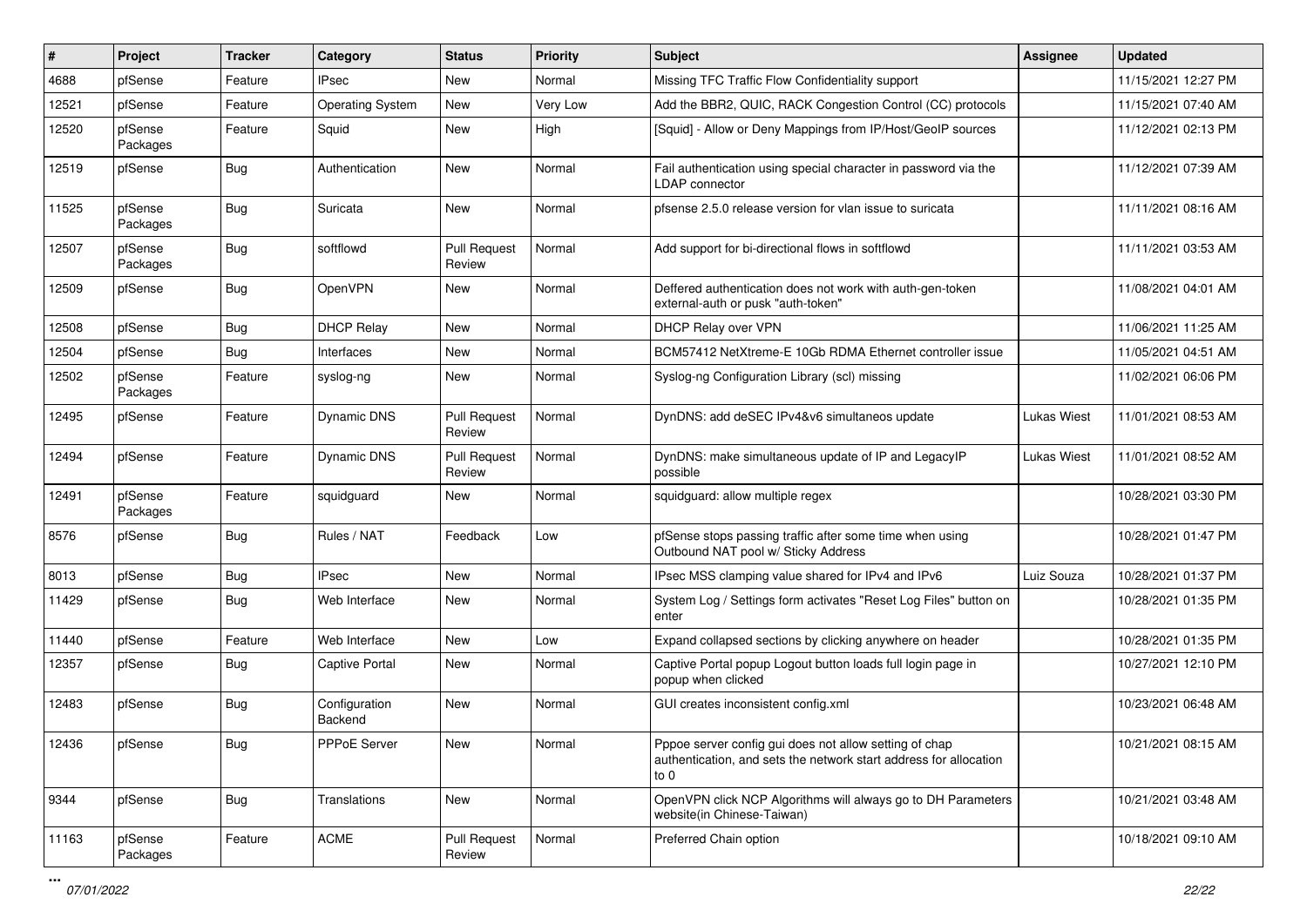| # | Project | Tracker | Category | Status | Priority | Subject | Assignee | Updated |
|---|---|---|---|---|---|---|---|---|
| 4688 | pfSense | Feature | IPsec | New | Normal | Missing TFC Traffic Flow Confidentiality support | | 11/15/2021 12:27 PM |
| 12521 | pfSense | Feature | Operating System | New | Very Low | Add the BBR2, QUIC, RACK Congestion Control (CC) protocols | | 11/15/2021 07:40 AM |
| 12520 | pfSense Packages | Feature | Squid | New | High | [Squid] - Allow or Deny Mappings from IP/Host/GeoIP sources | | 11/12/2021 02:13 PM |
| 12519 | pfSense | Bug | Authentication | New | Normal | Fail authentication using special character in password via the LDAP connector | | 11/12/2021 07:39 AM |
| 11525 | pfSense Packages | Bug | Suricata | New | Normal | pfsense 2.5.0 release version for vlan issue to suricata | | 11/11/2021 08:16 AM |
| 12507 | pfSense Packages | Bug | softflowd | Pull Request Review | Normal | Add support for bi-directional flows in softflowd | | 11/11/2021 03:53 AM |
| 12509 | pfSense | Bug | OpenVPN | New | Normal | Deffered authentication does not work with auth-gen-token external-auth or pusk "auth-token" | | 11/08/2021 04:01 AM |
| 12508 | pfSense | Bug | DHCP Relay | New | Normal | DHCP Relay over VPN | | 11/06/2021 11:25 AM |
| 12504 | pfSense | Bug | Interfaces | New | Normal | BCM57412 NetXtreme-E 10Gb RDMA Ethernet controller issue | | 11/05/2021 04:51 AM |
| 12502 | pfSense Packages | Feature | syslog-ng | New | Normal | Syslog-ng Configuration Library (scl) missing | | 11/02/2021 06:06 PM |
| 12495 | pfSense | Feature | Dynamic DNS | Pull Request Review | Normal | DynDNS: add deSEC IPv4&v6 simultaneos update | Lukas Wiest | 11/01/2021 08:53 AM |
| 12494 | pfSense | Feature | Dynamic DNS | Pull Request Review | Normal | DynDNS: make simultaneous update of IP and LegacyIP possible | Lukas Wiest | 11/01/2021 08:52 AM |
| 12491 | pfSense Packages | Feature | squidguard | New | Normal | squidguard: allow multiple regex | | 10/28/2021 03:30 PM |
| 8576 | pfSense | Bug | Rules / NAT | Feedback | Low | pfSense stops passing traffic after some time when using Outbound NAT pool w/ Sticky Address | | 10/28/2021 01:47 PM |
| 8013 | pfSense | Bug | IPsec | New | Normal | IPsec MSS clamping value shared for IPv4 and IPv6 | Luiz Souza | 10/28/2021 01:37 PM |
| 11429 | pfSense | Bug | Web Interface | New | Normal | System Log / Settings form activates "Reset Log Files" button on enter | | 10/28/2021 01:35 PM |
| 11440 | pfSense | Feature | Web Interface | New | Low | Expand collapsed sections by clicking anywhere on header | | 10/28/2021 01:35 PM |
| 12357 | pfSense | Bug | Captive Portal | New | Normal | Captive Portal popup Logout button loads full login page in popup when clicked | | 10/27/2021 12:10 PM |
| 12483 | pfSense | Bug | Configuration Backend | New | Normal | GUI creates inconsistent config.xml | | 10/23/2021 06:48 AM |
| 12436 | pfSense | Bug | PPPoE Server | New | Normal | Pppoe server config gui does not allow setting of chap authentication, and sets the network start address for allocation to 0 | | 10/21/2021 08:15 AM |
| 9344 | pfSense | Bug | Translations | New | Normal | OpenVPN click NCP Algorithms will always go to DH Parameters website(in Chinese-Taiwan) | | 10/21/2021 03:48 AM |
| 11163 | pfSense Packages | Feature | ACME | Pull Request Review | Normal | Preferred Chain option | | 10/18/2021 09:10 AM |

...